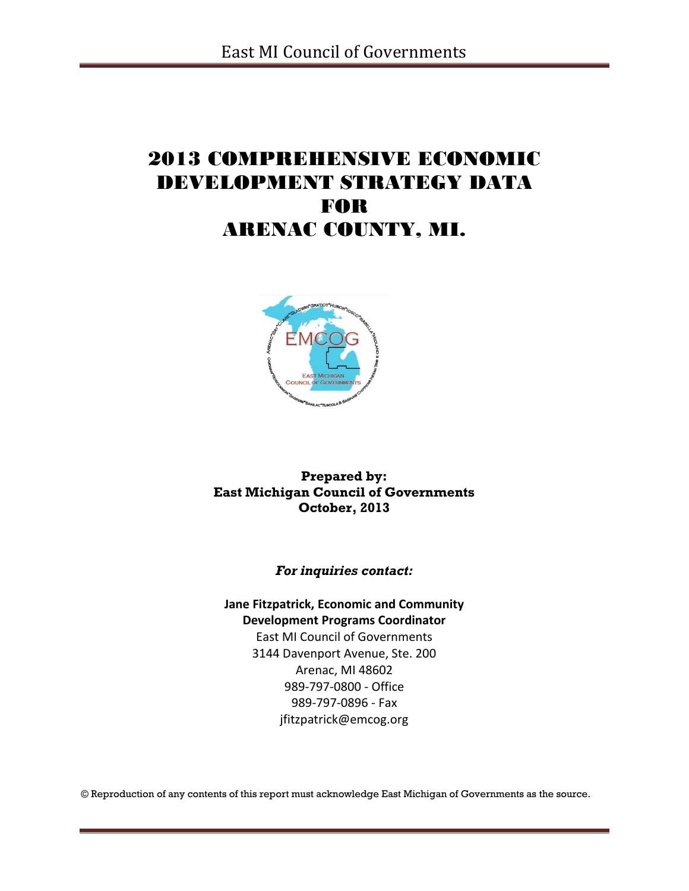# 2013 COMPREHENSIVE ECONOMIC DEVELOPMENT STRATEGY DATA FOR ARENAC COUNTY, MI.

**Prepared by:**
**East Michigan Council of Governments**
**October, 2013**

***For inquiries contact:***

**Jane Fitzpatrick, Economic and Community Development Programs Coordinator**
East MI Council of Governments
3144 Davenport Avenue, Ste. 200
Arenac, MI 48602
989-797-0800 - Office
989-797-0896 - Fax
jfitzpatrick@emcog.org

© Reproduction of any contents of this report must acknowledge East Michigan of Governments as the source.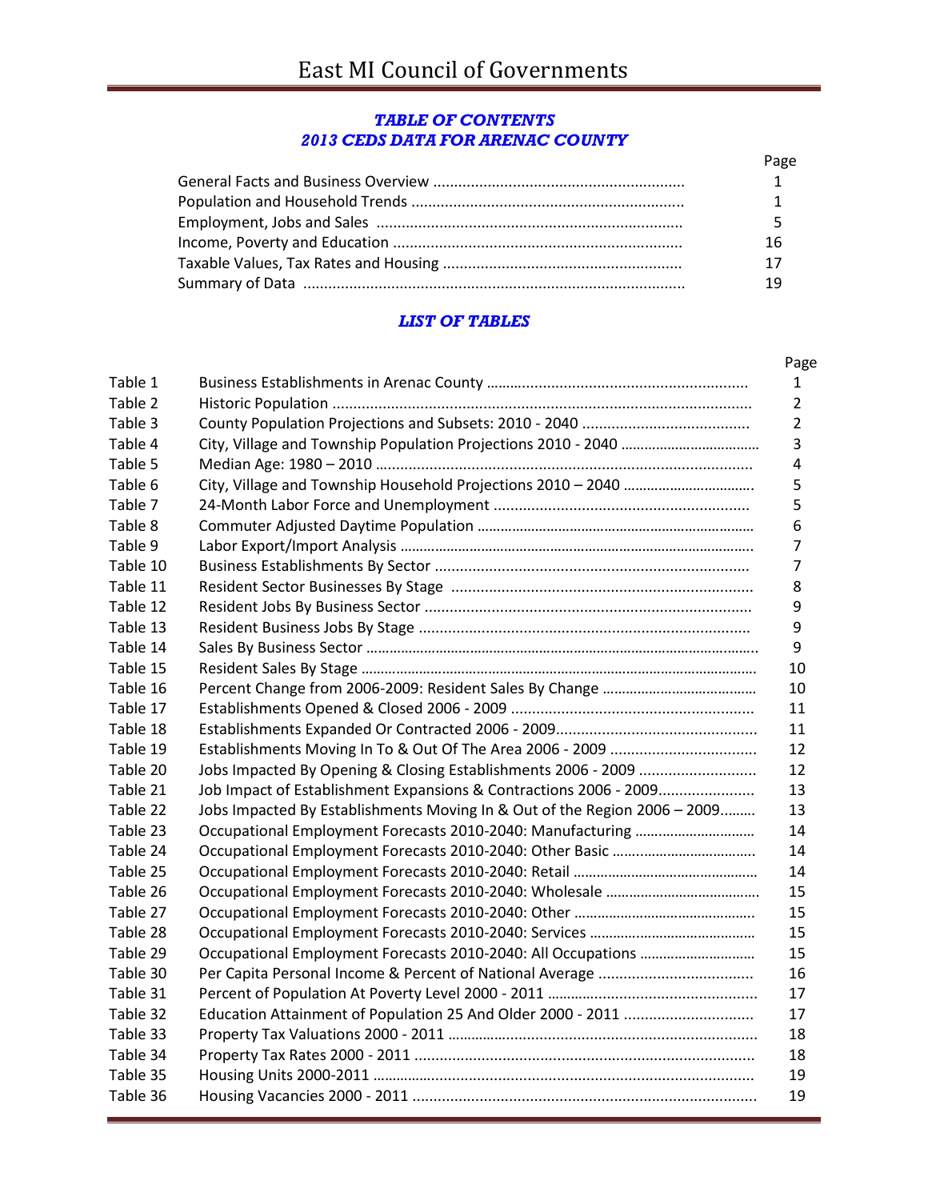# East MI Council of Governments

## *TABLE OF CONTENTS*
## *2013 CEDS DATA FOR ARENAC COUNTY*

| | Page |
|---|---|
| General Facts and Business Overview | 1 |
| Population and Household Trends | 1 |
| Employment, Jobs and Sales | 5 |
| Income, Poverty and Education | 16 |
| Taxable Values, Tax Rates and Housing | 17 |
| Summary of Data | 19 |

## *LIST OF TABLES*

| | | Page |
|---|---|---|
| Table 1 | Business Establishments in Arenac County | 1 |
| Table 2 | Historic Population | 2 |
| Table 3 | County Population Projections and Subsets: 2010 - 2040 | 2 |
| Table 4 | City, Village and Township Population Projections 2010 - 2040 | 3 |
| Table 5 | Median Age: 1980 – 2010 | 4 |
| Table 6 | City, Village and Township Household Projections 2010 – 2040 | 5 |
| Table 7 | 24-Month Labor Force and Unemployment | 5 |
| Table 8 | Commuter Adjusted Daytime Population | 6 |
| Table 9 | Labor Export/Import Analysis | 7 |
| Table 10 | Business Establishments By Sector | 7 |
| Table 11 | Resident Sector Businesses By Stage | 8 |
| Table 12 | Resident Jobs By Business Sector | 9 |
| Table 13 | Resident Business Jobs By Stage | 9 |
| Table 14 | Sales By Business Sector | 9 |
| Table 15 | Resident Sales By Stage | 10 |
| Table 16 | Percent Change from 2006-2009: Resident Sales By Change | 10 |
| Table 17 | Establishments Opened & Closed 2006 - 2009 | 11 |
| Table 18 | Establishments Expanded Or Contracted 2006 - 2009 | 11 |
| Table 19 | Establishments Moving In To & Out Of The Area 2006 - 2009 | 12 |
| Table 20 | Jobs Impacted By Opening & Closing Establishments 2006 - 2009 | 12 |
| Table 21 | Job Impact of Establishment Expansions & Contractions 2006 - 2009 | 13 |
| Table 22 | Jobs Impacted By Establishments Moving In & Out of the Region 2006 – 2009 | 13 |
| Table 23 | Occupational Employment Forecasts 2010-2040: Manufacturing | 14 |
| Table 24 | Occupational Employment Forecasts 2010-2040: Other Basic | 14 |
| Table 25 | Occupational Employment Forecasts 2010-2040: Retail | 14 |
| Table 26 | Occupational Employment Forecasts 2010-2040: Wholesale | 15 |
| Table 27 | Occupational Employment Forecasts 2010-2040: Other | 15 |
| Table 28 | Occupational Employment Forecasts 2010-2040: Services | 15 |
| Table 29 | Occupational Employment Forecasts 2010-2040: All Occupations | 15 |
| Table 30 | Per Capita Personal Income & Percent of National Average | 16 |
| Table 31 | Percent of Population At Poverty Level 2000 - 2011 | 17 |
| Table 32 | Education Attainment of Population 25 And Older 2000 - 2011 | 17 |
| Table 33 | Property Tax Valuations 2000 - 2011 | 18 |
| Table 34 | Property Tax Rates 2000 - 2011 | 18 |
| Table 35 | Housing Units 2000-2011 | 19 |
| Table 36 | Housing Vacancies 2000 - 2011 | 19 |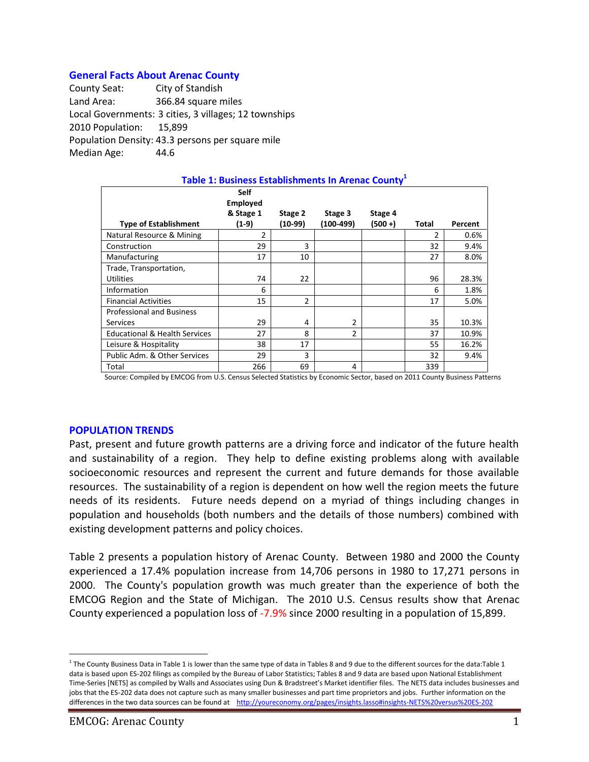## General Facts About Arenac County

County Seat: City of Standish
Land Area: 366.84 square miles
Local Governments: 3 cities, 3 villages; 12 townships
2010 Population: 15,899
Population Density: 43.3 persons per square mile
Median Age: 44.6

**Table 1: Business Establishments In Arenac County[1]**

| Type of Establishment | Self Employed & Stage 1 (1-9) | Stage 2 (10-99) | Stage 3 (100-499) | Stage 4 (500 +) | Total | Percent |
|---|---|---|---|---|---|---|
| Natural Resource & Mining | 2 | | | | 2 | 0.6% |
| Construction | 29 | 3 | | | 32 | 9.4% |
| Manufacturing | 17 | 10 | | | 27 | 8.0% |
| Trade, Transportation, Utilities | 74 | 22 | | | 96 | 28.3% |
| Information | 6 | | | | 6 | 1.8% |
| Financial Activities | 15 | 2 | | | 17 | 5.0% |
| Professional and Business Services | 29 | 4 | 2 | | 35 | 10.3% |
| Educational & Health Services | 27 | 8 | 2 | | 37 | 10.9% |
| Leisure & Hospitality | 38 | 17 | | | 55 | 16.2% |
| Public Adm. & Other Services | 29 | 3 | | | 32 | 9.4% |
| Total | 266 | 69 | 4 | | 339 | |

Source: Compiled by EMCOG from U.S. Census Selected Statistics by Economic Sector, based on 2011 County Business Patterns

## POPULATION TRENDS

Past, present and future growth patterns are a driving force and indicator of the future health and sustainability of a region. They help to define existing problems along with available socioeconomic resources and represent the current and future demands for those available resources. The sustainability of a region is dependent on how well the region meets the future needs of its residents. Future needs depend on a myriad of things including changes in population and households (both numbers and the details of those numbers) combined with existing development patterns and policy choices.

Table 2 presents a population history of Arenac County. Between 1980 and 2000 the County experienced a 17.4% population increase from 14,706 persons in 1980 to 17,271 persons in 2000. The County's population growth was much greater than the experience of both the EMCOG Region and the State of Michigan. The 2010 U.S. Census results show that Arenac County experienced a population loss of -7.9% since 2000 resulting in a population of 15,899.

---

[1] The County Business Data in Table 1 is lower than the same type of data in Tables 8 and 9 due to the different sources for the data:Table 1 data is based upon ES-202 filings as compiled by the Bureau of Labor Statistics; Tables 8 and 9 data are based upon National Establishment Time-Series [NETS] as compiled by Walls and Associates using Dun & Bradstreet's Market identifier files. The NETS data includes businesses and jobs that the ES-202 data does not capture such as many smaller businesses and part time proprietors and jobs. Further information on the differences in the two data sources can be found at http://youreconomy.org/pages/insights.lasso#insights-NETS%20versus%20ES-202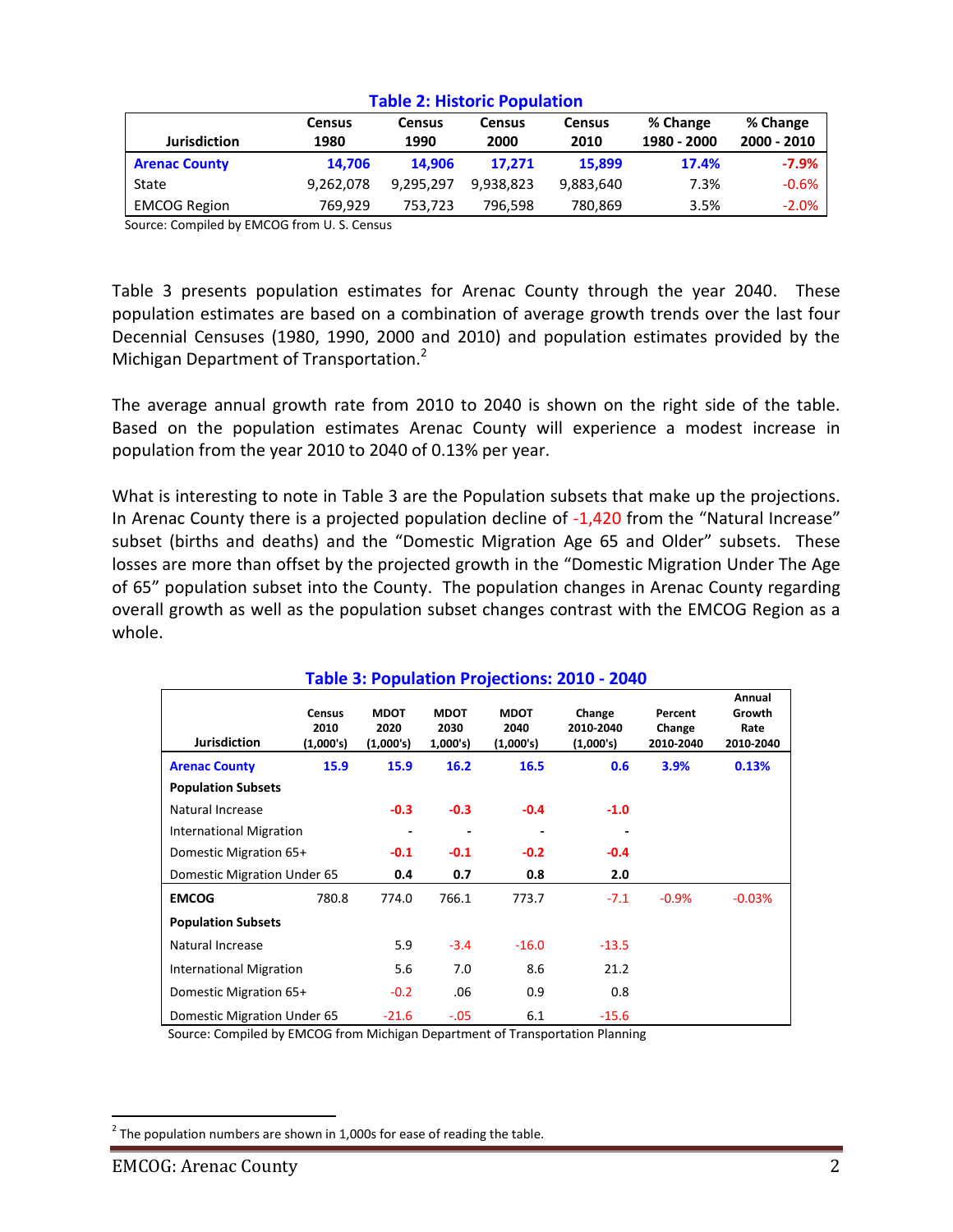**Table 2: Historic Population**

| Jurisdiction | Census 1980 | Census 1990 | Census 2000 | Census 2010 | % Change 1980 - 2000 | % Change 2000 - 2010 |
|---|---|---|---|---|---|---|
| **Arenac County** | **14,706** | **14,906** | **17,271** | **15,899** | **17.4%** | **-7.9%** |
| State | 9,262,078 | 9,295,297 | 9,938,823 | 9,883,640 | 7.3% | -0.6% |
| EMCOG Region | 769,929 | 753,723 | 796,598 | 780,869 | 3.5% | -2.0% |

Source: Compiled by EMCOG from U. S. Census

Table 3 presents population estimates for Arenac County through the year 2040. These population estimates are based on a combination of average growth trends over the last four Decennial Censuses (1980, 1990, 2000 and 2010) and population estimates provided by the Michigan Department of Transportation.[2]

The average annual growth rate from 2010 to 2040 is shown on the right side of the table. Based on the population estimates Arenac County will experience a modest increase in population from the year 2010 to 2040 of 0.13% per year.

What is interesting to note in Table 3 are the Population subsets that make up the projections. In Arenac County there is a projected population decline of -1,420 from the “Natural Increase” subset (births and deaths) and the “Domestic Migration Age 65 and Older” subsets. These losses are more than offset by the projected growth in the “Domestic Migration Under The Age of 65” population subset into the County. The population changes in Arenac County regarding overall growth as well as the population subset changes contrast with the EMCOG Region as a whole.

**Table 3: Population Projections: 2010 - 2040**

| Jurisdiction | Census 2010 (1,000's) | MDOT 2020 (1,000's) | MDOT 2030 1,000's) | MDOT 2040 (1,000's) | Change 2010-2040 (1,000's) | Percent Change 2010-2040 | Annual Growth Rate 2010-2040 |
|---|---|---|---|---|---|---|---|
| **Arenac County** | **15.9** | **15.9** | **16.2** | **16.5** | **0.6** | **3.9%** | **0.13%** |
| **Population Subsets** | | | | | | | |
| Natural Increase | | **-0.3** | **-0.3** | **-0.4** | **-1.0** | | |
| International Migration | | **-** | **-** | **-** | **-** | | |
| Domestic Migration 65+ | | **-0.1** | **-0.1** | **-0.2** | **-0.4** | | |
| Domestic Migration Under 65 | | **0.4** | **0.7** | **0.8** | **2.0** | | |
| **EMCOG** | 780.8 | 774.0 | 766.1 | 773.7 | -7.1 | -0.9% | -0.03% |
| **Population Subsets** | | | | | | | |
| Natural Increase | | 5.9 | -3.4 | -16.0 | -13.5 | | |
| International Migration | | 5.6 | 7.0 | 8.6 | 21.2 | | |
| Domestic Migration 65+ | | -0.2 | .06 | 0.9 | 0.8 | | |
| Domestic Migration Under 65 | | -21.6 | -.05 | 6.1 | -15.6 | | |

Source: Compiled by EMCOG from Michigan Department of Transportation Planning

[2] The population numbers are shown in 1,000s for ease of reading the table.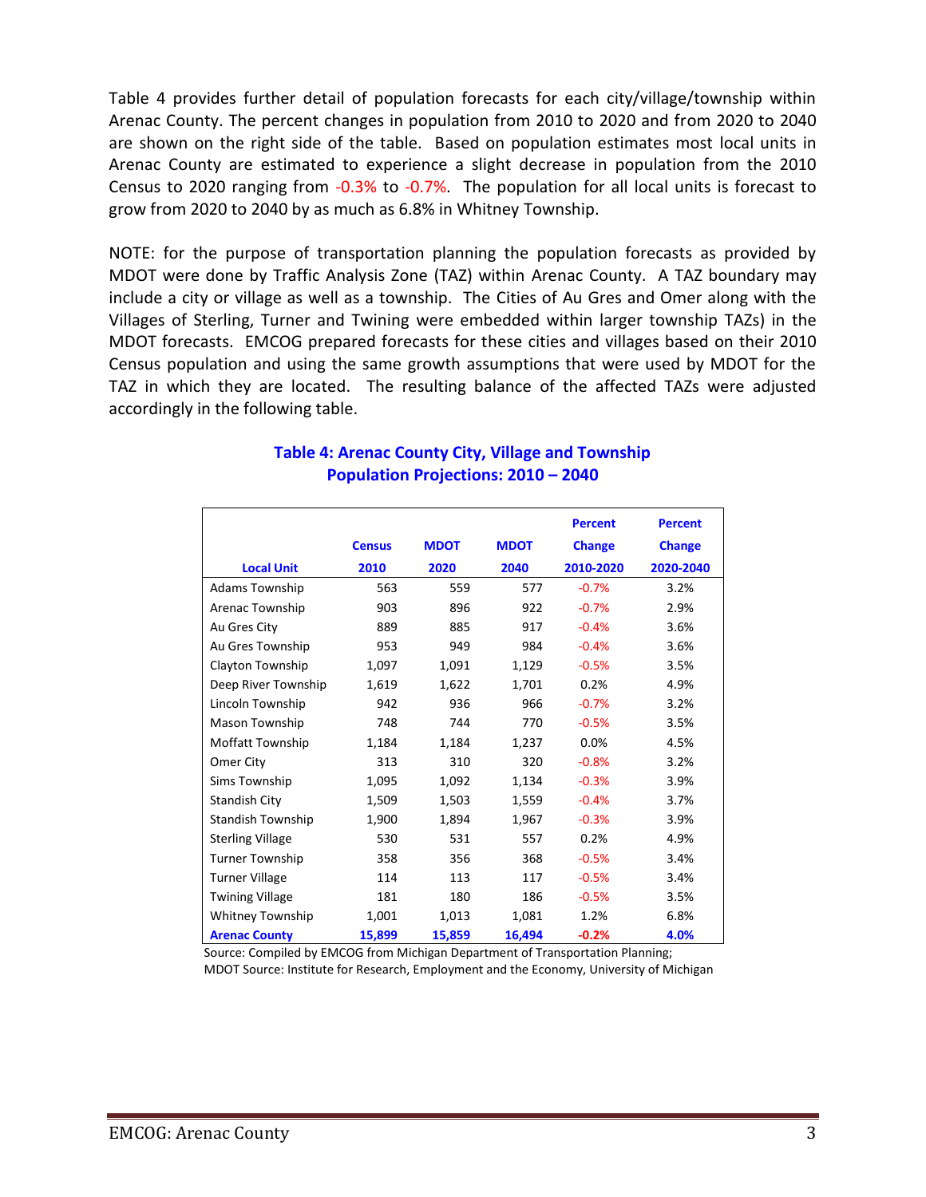Table 4 provides further detail of population forecasts for each city/village/township within Arenac County. The percent changes in population from 2010 to 2020 and from 2020 to 2040 are shown on the right side of the table. Based on population estimates most local units in Arenac County are estimated to experience a slight decrease in population from the 2010 Census to 2020 ranging from -0.3% to -0.7%. The population for all local units is forecast to grow from 2020 to 2040 by as much as 6.8% in Whitney Township.

NOTE: for the purpose of transportation planning the population forecasts as provided by MDOT were done by Traffic Analysis Zone (TAZ) within Arenac County. A TAZ boundary may include a city or village as well as a township. The Cities of Au Gres and Omer along with the Villages of Sterling, Turner and Twining were embedded within larger township TAZs) in the MDOT forecasts. EMCOG prepared forecasts for these cities and villages based on their 2010 Census population and using the same growth assumptions that were used by MDOT for the TAZ in which they are located. The resulting balance of the affected TAZs were adjusted accordingly in the following table.

### Table 4: Arenac County City, Village and Township Population Projections: 2010 – 2040

| Local Unit | Census 2010 | MDOT 2020 | MDOT 2040 | Percent Change 2010-2020 | Percent Change 2020-2040 |
|---|---|---|---|---|---|
| Adams Township | 563 | 559 | 577 | -0.7% | 3.2% |
| Arenac Township | 903 | 896 | 922 | -0.7% | 2.9% |
| Au Gres City | 889 | 885 | 917 | -0.4% | 3.6% |
| Au Gres Township | 953 | 949 | 984 | -0.4% | 3.6% |
| Clayton Township | 1,097 | 1,091 | 1,129 | -0.5% | 3.5% |
| Deep River Township | 1,619 | 1,622 | 1,701 | 0.2% | 4.9% |
| Lincoln Township | 942 | 936 | 966 | -0.7% | 3.2% |
| Mason Township | 748 | 744 | 770 | -0.5% | 3.5% |
| Moffatt Township | 1,184 | 1,184 | 1,237 | 0.0% | 4.5% |
| Omer City | 313 | 310 | 320 | -0.8% | 3.2% |
| Sims Township | 1,095 | 1,092 | 1,134 | -0.3% | 3.9% |
| Standish City | 1,509 | 1,503 | 1,559 | -0.4% | 3.7% |
| Standish Township | 1,900 | 1,894 | 1,967 | -0.3% | 3.9% |
| Sterling Village | 530 | 531 | 557 | 0.2% | 4.9% |
| Turner Township | 358 | 356 | 368 | -0.5% | 3.4% |
| Turner Village | 114 | 113 | 117 | -0.5% | 3.4% |
| Twining Village | 181 | 180 | 186 | -0.5% | 3.5% |
| Whitney Township | 1,001 | 1,013 | 1,081 | 1.2% | 6.8% |
| **Arenac County** | **15,899** | **15,859** | **16,494** | **-0.2%** | **4.0%** |

Source: Compiled by EMCOG from Michigan Department of Transportation Planning;
MDOT Source: Institute for Research, Employment and the Economy, University of Michigan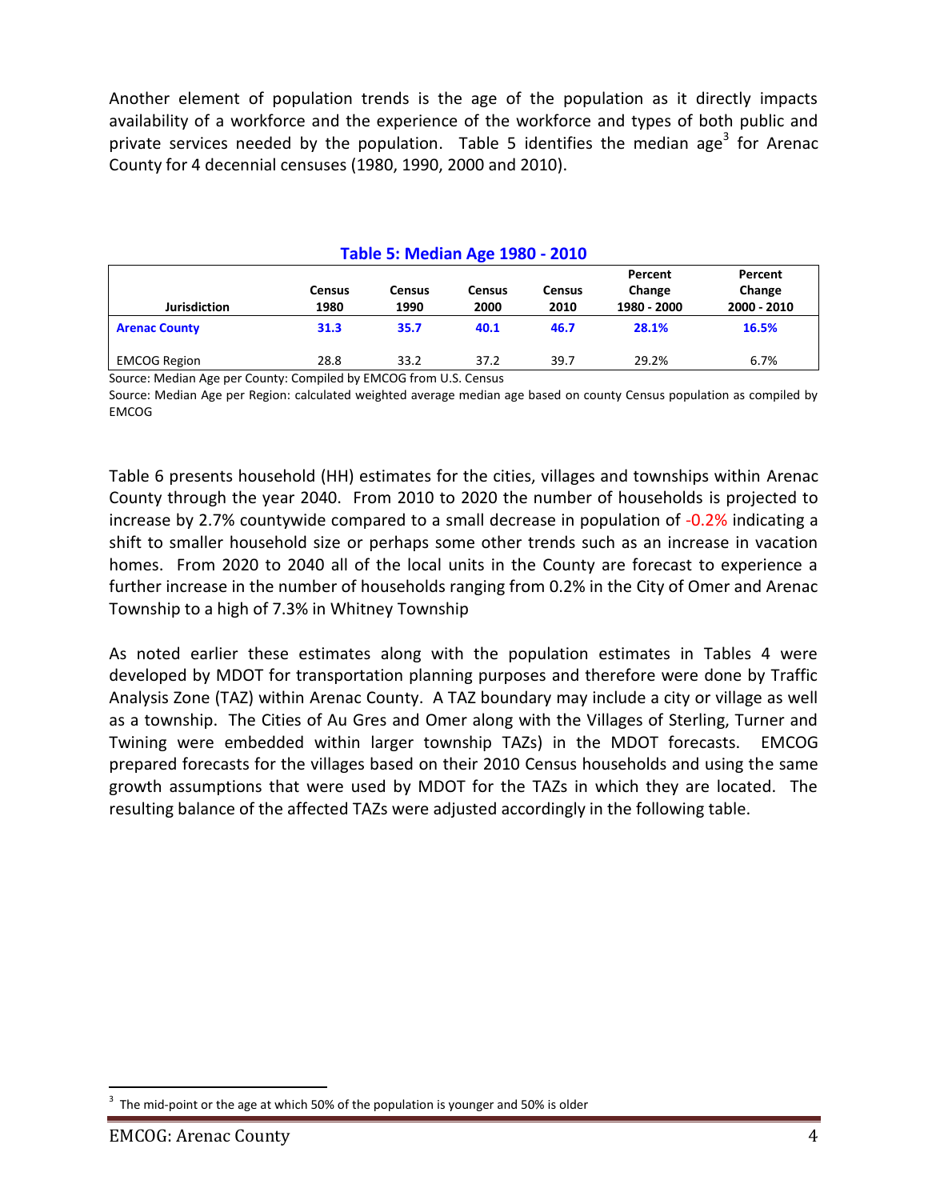Another element of population trends is the age of the population as it directly impacts availability of a workforce and the experience of the workforce and types of both public and private services needed by the population. Table 5 identifies the median age[3] for Arenac County for 4 decennial censuses (1980, 1990, 2000 and 2010).

**Table 5: Median Age 1980 - 2010**

| Jurisdiction | Census 1980 | Census 1990 | Census 2000 | Census 2010 | Percent Change 1980 - 2000 | Percent Change 2000 - 2010 |
|---|---|---|---|---|---|---|
| **Arenac County** | **31.3** | **35.7** | **40.1** | **46.7** | **28.1%** | **16.5%** |
| EMCOG Region | 28.8 | 33.2 | 37.2 | 39.7 | 29.2% | 6.7% |

Source: Median Age per County: Compiled by EMCOG from U.S. Census

Source: Median Age per Region: calculated weighted average median age based on county Census population as compiled by EMCOG

Table 6 presents household (HH) estimates for the cities, villages and townships within Arenac County through the year 2040. From 2010 to 2020 the number of households is projected to increase by 2.7% countywide compared to a small decrease in population of -0.2% indicating a shift to smaller household size or perhaps some other trends such as an increase in vacation homes. From 2020 to 2040 all of the local units in the County are forecast to experience a further increase in the number of households ranging from 0.2% in the City of Omer and Arenac Township to a high of 7.3% in Whitney Township

As noted earlier these estimates along with the population estimates in Tables 4 were developed by MDOT for transportation planning purposes and therefore were done by Traffic Analysis Zone (TAZ) within Arenac County. A TAZ boundary may include a city or village as well as a township. The Cities of Au Gres and Omer along with the Villages of Sterling, Turner and Twining were embedded within larger township TAZs) in the MDOT forecasts. EMCOG prepared forecasts for the villages based on their 2010 Census households and using the same growth assumptions that were used by MDOT for the TAZs in which they are located. The resulting balance of the affected TAZs were adjusted accordingly in the following table.

[3] The mid-point or the age at which 50% of the population is younger and 50% is older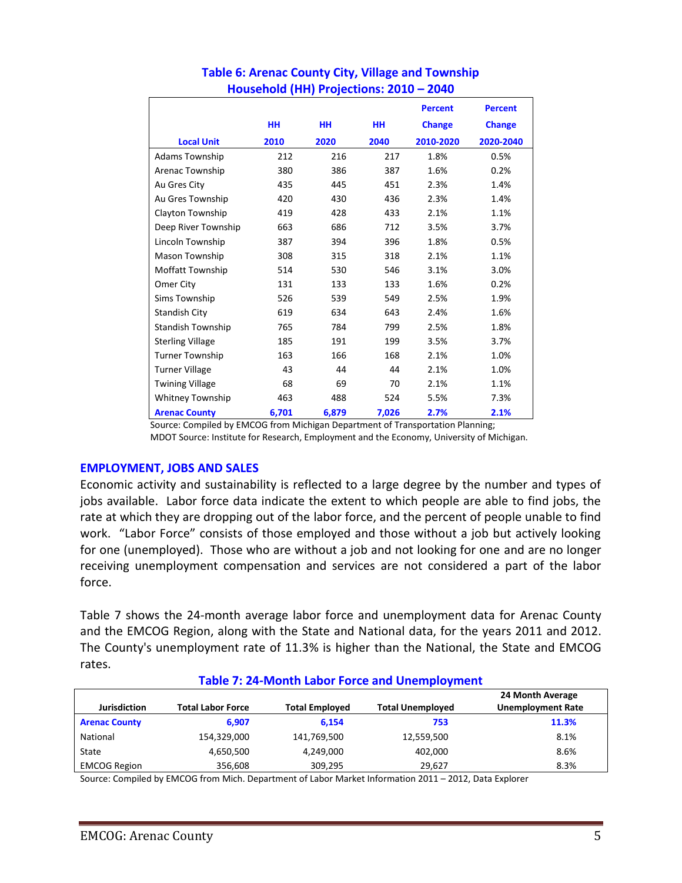**Table 6: Arenac County City, Village and Township Household (HH) Projections: 2010 – 2040**

| Local Unit | HH 2010 | HH 2020 | HH 2040 | Percent Change 2010-2020 | Percent Change 2020-2040 |
|---|---|---|---|---|---|
| Adams Township | 212 | 216 | 217 | 1.8% | 0.5% |
| Arenac Township | 380 | 386 | 387 | 1.6% | 0.2% |
| Au Gres City | 435 | 445 | 451 | 2.3% | 1.4% |
| Au Gres Township | 420 | 430 | 436 | 2.3% | 1.4% |
| Clayton Township | 419 | 428 | 433 | 2.1% | 1.1% |
| Deep River Township | 663 | 686 | 712 | 3.5% | 3.7% |
| Lincoln Township | 387 | 394 | 396 | 1.8% | 0.5% |
| Mason Township | 308 | 315 | 318 | 2.1% | 1.1% |
| Moffatt Township | 514 | 530 | 546 | 3.1% | 3.0% |
| Omer City | 131 | 133 | 133 | 1.6% | 0.2% |
| Sims Township | 526 | 539 | 549 | 2.5% | 1.9% |
| Standish City | 619 | 634 | 643 | 2.4% | 1.6% |
| Standish Township | 765 | 784 | 799 | 2.5% | 1.8% |
| Sterling Village | 185 | 191 | 199 | 3.5% | 3.7% |
| Turner Township | 163 | 166 | 168 | 2.1% | 1.0% |
| Turner Village | 43 | 44 | 44 | 2.1% | 1.0% |
| Twining Village | 68 | 69 | 70 | 2.1% | 1.1% |
| Whitney Township | 463 | 488 | 524 | 5.5% | 7.3% |
| **Arenac County** | **6,701** | **6,879** | **7,026** | **2.7%** | **2.1%** |

Source: Compiled by EMCOG from Michigan Department of Transportation Planning; MDOT Source: Institute for Research, Employment and the Economy, University of Michigan.

## EMPLOYMENT, JOBS AND SALES

Economic activity and sustainability is reflected to a large degree by the number and types of jobs available. Labor force data indicate the extent to which people are able to find jobs, the rate at which they are dropping out of the labor force, and the percent of people unable to find work. "Labor Force" consists of those employed and those without a job but actively looking for one (unemployed). Those who are without a job and not looking for one and are no longer receiving unemployment compensation and services are not considered a part of the labor force.

Table 7 shows the 24-month average labor force and unemployment data for Arenac County and the EMCOG Region, along with the State and National data, for the years 2011 and 2012. The County's unemployment rate of 11.3% is higher than the National, the State and EMCOG rates.

**Table 7: 24-Month Labor Force and Unemployment**

| Jurisdiction | Total Labor Force | Total Employed | Total Unemployed | 24 Month Average Unemployment Rate |
|---|---|---|---|---|
| **Arenac County** | **6,907** | **6,154** | **753** | **11.3%** |
| National | 154,329,000 | 141,769,500 | 12,559,500 | 8.1% |
| State | 4,650,500 | 4,249,000 | 402,000 | 8.6% |
| EMCOG Region | 356,608 | 309,295 | 29,627 | 8.3% |

Source: Compiled by EMCOG from Mich. Department of Labor Market Information 2011 – 2012, Data Explorer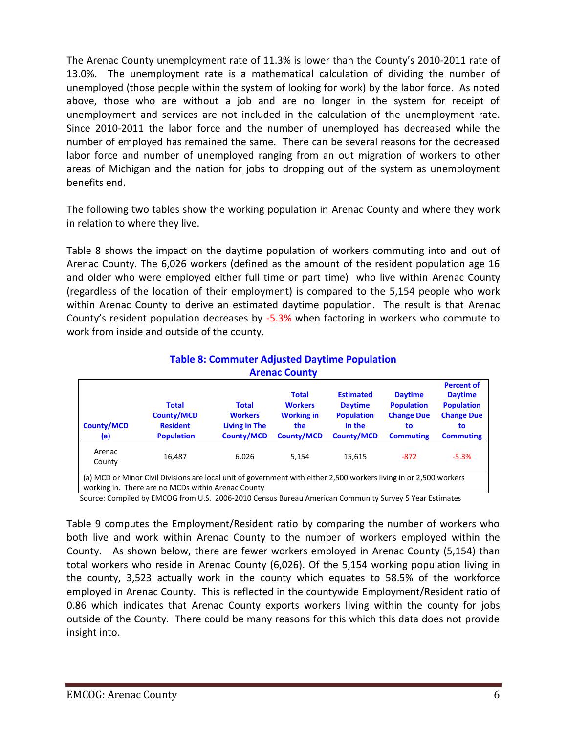The Arenac County unemployment rate of 11.3% is lower than the County's 2010-2011 rate of 13.0%. The unemployment rate is a mathematical calculation of dividing the number of unemployed (those people within the system of looking for work) by the labor force. As noted above, those who are without a job and are no longer in the system for receipt of unemployment and services are not included in the calculation of the unemployment rate. Since 2010-2011 the labor force and the number of unemployed has decreased while the number of employed has remained the same. There can be several reasons for the decreased labor force and number of unemployed ranging from an out migration of workers to other areas of Michigan and the nation for jobs to dropping out of the system as unemployment benefits end.

The following two tables show the working population in Arenac County and where they work in relation to where they live.

Table 8 shows the impact on the daytime population of workers commuting into and out of Arenac County. The 6,026 workers (defined as the amount of the resident population age 16 and older who were employed either full time or part time) who live within Arenac County (regardless of the location of their employment) is compared to the 5,154 people who work within Arenac County to derive an estimated daytime population. The result is that Arenac County's resident population decreases by -5.3% when factoring in workers who commute to work from inside and outside of the county.

**Table 8: Commuter Adjusted Daytime Population**
**Arenac County**

| County/MCD (a) | Total County/MCD Resident Population | Total Workers Living in The County/MCD | Total Workers Working in the County/MCD | Estimated Daytime Population In the County/MCD | Daytime Population Change Due to Commuting | Percent of Daytime Population Change Due to Commuting |
|---|---|---|---|---|---|---|
| Arenac County | 16,487 | 6,026 | 5,154 | 15,615 | -872 | -5.3% |

(a) MCD or Minor Civil Divisions are local unit of government with either 2,500 workers living in or 2,500 workers working in. There are no MCDs within Arenac County

Source: Compiled by EMCOG from U.S. 2006-2010 Census Bureau American Community Survey 5 Year Estimates

Table 9 computes the Employment/Resident ratio by comparing the number of workers who both live and work within Arenac County to the number of workers employed within the County. As shown below, there are fewer workers employed in Arenac County (5,154) than total workers who reside in Arenac County (6,026). Of the 5,154 working population living in the county, 3,523 actually work in the county which equates to 58.5% of the workforce employed in Arenac County. This is reflected in the countywide Employment/Resident ratio of 0.86 which indicates that Arenac County exports workers living within the county for jobs outside of the County. There could be many reasons for this which this data does not provide insight into.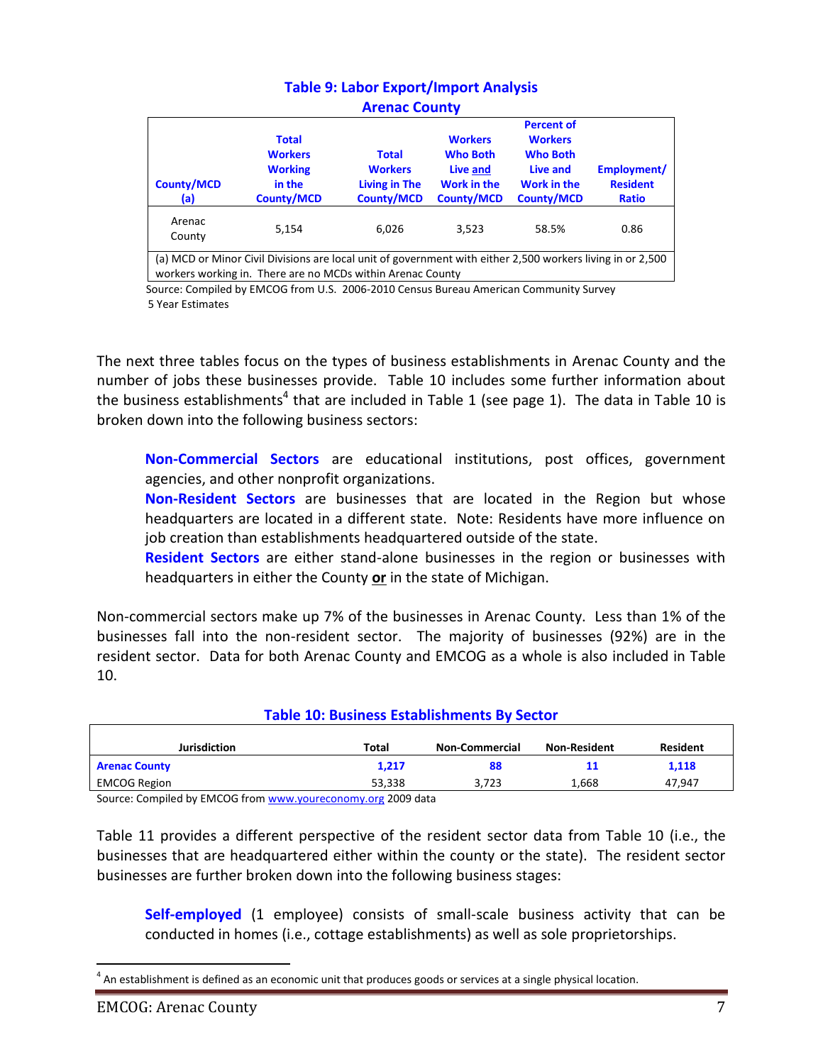**Table 9: Labor Export/Import Analysis**
**Arenac County**

| County/MCD (a) | Total Workers Working in the County/MCD | Total Workers Living in The County/MCD | Workers Who Both Live and Work in the County/MCD | Percent of Workers Who Both Live and Work in the County/MCD | Employment/ Resident Ratio |
|---|---|---|---|---|---|
| Arenac County | 5,154 | 6,026 | 3,523 | 58.5% | 0.86 |

(a) MCD or Minor Civil Divisions are local unit of government with either 2,500 workers living in or 2,500 workers working in. There are no MCDs within Arenac County

Source: Compiled by EMCOG from U.S. 2006-2010 Census Bureau American Community Survey 5 Year Estimates

The next three tables focus on the types of business establishments in Arenac County and the number of jobs these businesses provide. Table 10 includes some further information about the business establishments[4] that are included in Table 1 (see page 1). The data in Table 10 is broken down into the following business sectors:

> **Non-Commercial Sectors** are educational institutions, post offices, government agencies, and other nonprofit organizations.
>
> **Non-Resident Sectors** are businesses that are located in the Region but whose headquarters are located in a different state. Note: Residents have more influence on job creation than establishments headquartered outside of the state.
>
> **Resident Sectors** are either stand-alone businesses in the region or businesses with headquarters in either the County **or** in the state of Michigan.

Non-commercial sectors make up 7% of the businesses in Arenac County. Less than 1% of the businesses fall into the non-resident sector. The majority of businesses (92%) are in the resident sector. Data for both Arenac County and EMCOG as a whole is also included in Table 10.

**Table 10: Business Establishments By Sector**

| Jurisdiction | Total | Non-Commercial | Non-Resident | Resident |
|---|---|---|---|---|
| **Arenac County** | **1,217** | **88** | **11** | **1,118** |
| EMCOG Region | 53,338 | 3,723 | 1,668 | 47,947 |

Source: Compiled by EMCOG from www.youreconomy.org 2009 data

Table 11 provides a different perspective of the resident sector data from Table 10 (i.e., the businesses that are headquartered either within the county or the state). The resident sector businesses are further broken down into the following business stages:

> **Self-employed** (1 employee) consists of small-scale business activity that can be conducted in homes (i.e., cottage establishments) as well as sole proprietorships.

[4] An establishment is defined as an economic unit that produces goods or services at a single physical location.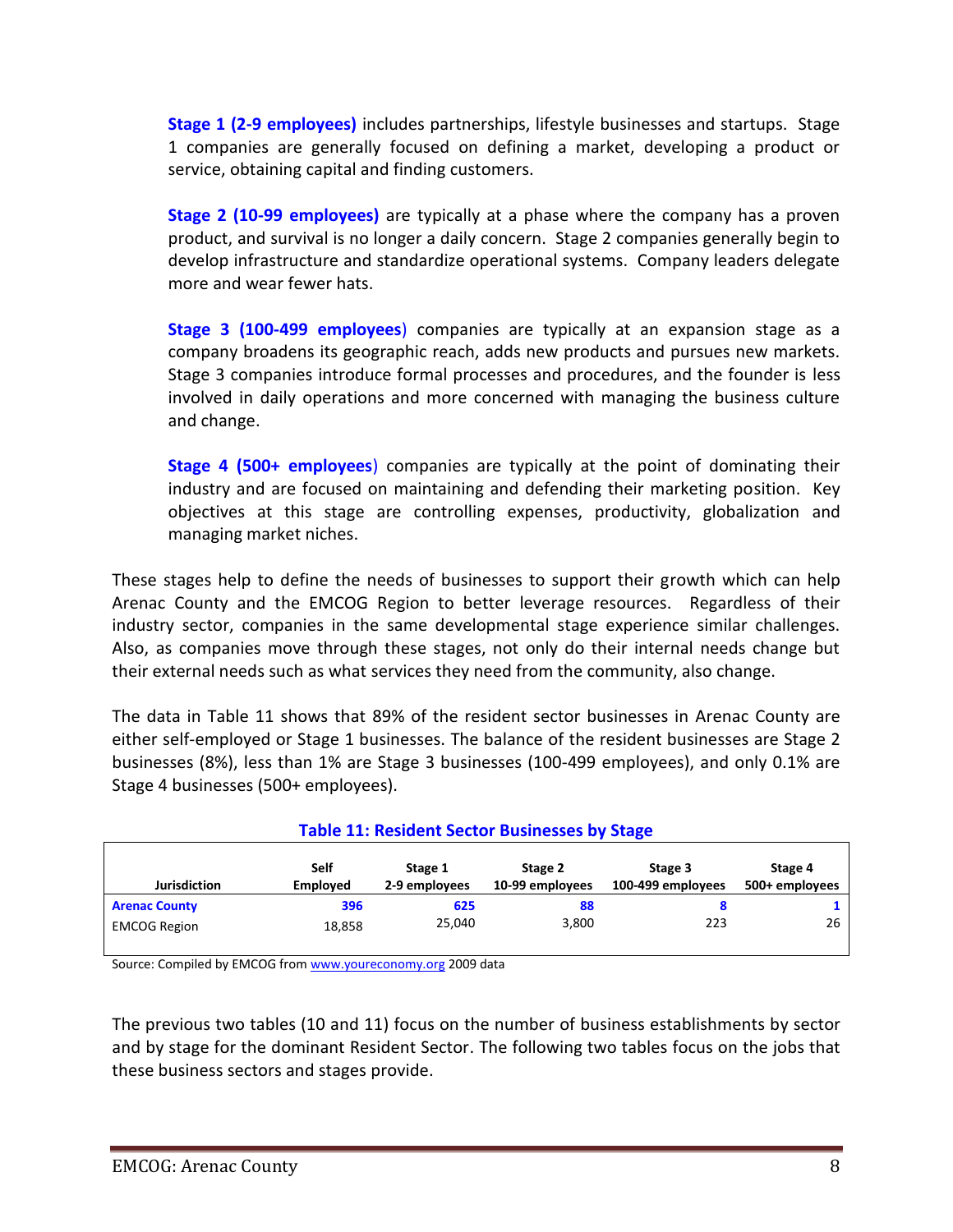**Stage 1 (2-9 employees)** includes partnerships, lifestyle businesses and startups. Stage 1 companies are generally focused on defining a market, developing a product or service, obtaining capital and finding customers.

**Stage 2 (10-99 employees)** are typically at a phase where the company has a proven product, and survival is no longer a daily concern. Stage 2 companies generally begin to develop infrastructure and standardize operational systems. Company leaders delegate more and wear fewer hats.

**Stage 3 (100-499 employees**) companies are typically at an expansion stage as a company broadens its geographic reach, adds new products and pursues new markets. Stage 3 companies introduce formal processes and procedures, and the founder is less involved in daily operations and more concerned with managing the business culture and change.

**Stage 4 (500+ employees**) companies are typically at the point of dominating their industry and are focused on maintaining and defending their marketing position. Key objectives at this stage are controlling expenses, productivity, globalization and managing market niches.

These stages help to define the needs of businesses to support their growth which can help Arenac County and the EMCOG Region to better leverage resources. Regardless of their industry sector, companies in the same developmental stage experience similar challenges. Also, as companies move through these stages, not only do their internal needs change but their external needs such as what services they need from the community, also change.

The data in Table 11 shows that 89% of the resident sector businesses in Arenac County are either self-employed or Stage 1 businesses. The balance of the resident businesses are Stage 2 businesses (8%), less than 1% are Stage 3 businesses (100-499 employees), and only 0.1% are Stage 4 businesses (500+ employees).

**Table 11: Resident Sector Businesses by Stage**

| Jurisdiction | Self Employed | Stage 1 2-9 employees | Stage 2 10-99 employees | Stage 3 100-499 employees | Stage 4 500+ employees |
|---|---|---|---|---|---|
| **Arenac County** | **396** | **625** | **88** | **8** | **1** |
| EMCOG Region | 18,858 | 25,040 | 3,800 | 223 | 26 |

Source: Compiled by EMCOG from www.youreconomy.org 2009 data

The previous two tables (10 and 11) focus on the number of business establishments by sector and by stage for the dominant Resident Sector. The following two tables focus on the jobs that these business sectors and stages provide.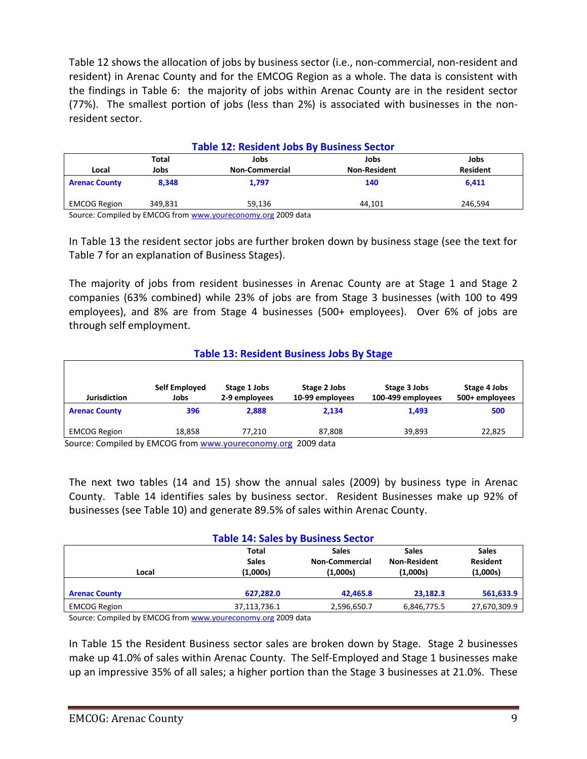Table 12 shows the allocation of jobs by business sector (i.e., non-commercial, non-resident and resident) in Arenac County and for the EMCOG Region as a whole. The data is consistent with the findings in Table 6: the majority of jobs within Arenac County are in the resident sector (77%). The smallest portion of jobs (less than 2%) is associated with businesses in the non-resident sector.

**Table 12: Resident Jobs By Business Sector**

| Local | Total Jobs | Jobs Non-Commercial | Jobs Non-Resident | Jobs Resident |
|---|---|---|---|---|
| **Arenac County** | **8,348** | **1,797** | **140** | **6,411** |
| EMCOG Region | 349,831 | 59,136 | 44,101 | 246,594 |

Source: Compiled by EMCOG from www.youreconomy.org 2009 data

In Table 13 the resident sector jobs are further broken down by business stage (see the text for Table 7 for an explanation of Business Stages).

The majority of jobs from resident businesses in Arenac County are at Stage 1 and Stage 2 companies (63% combined) while 23% of jobs are from Stage 3 businesses (with 100 to 499 employees), and 8% are from Stage 4 businesses (500+ employees). Over 6% of jobs are through self employment.

**Table 13: Resident Business Jobs By Stage**

| Jurisdiction | Self Employed Jobs | Stage 1 Jobs 2-9 employees | Stage 2 Jobs 10-99 employees | Stage 3 Jobs 100-499 employees | Stage 4 Jobs 500+ employees |
|---|---|---|---|---|---|
| **Arenac County** | **396** | **2,888** | **2,134** | **1,493** | **500** |
| EMCOG Region | 18,858 | 77,210 | 87,808 | 39,893 | 22,825 |

Source: Compiled by EMCOG from www.youreconomy.org 2009 data

The next two tables (14 and 15) show the annual sales (2009) by business type in Arenac County. Table 14 identifies sales by business sector. Resident Businesses make up 92% of businesses (see Table 10) and generate 89.5% of sales within Arenac County.

**Table 14: Sales by Business Sector**

| Local | Total Sales (1,000s) | Sales Non-Commercial (1,000s) | Sales Non-Resident (1,000s) | Sales Resident (1,000s) |
|---|---|---|---|---|
| **Arenac County** | **627,282.0** | **42,465.8** | **23,182.3** | **561,633.9** |
| EMCOG Region | 37,113,736.1 | 2,596,650.7 | 6,846,775.5 | 27,670,309.9 |

Source: Compiled by EMCOG from www.youreconomy.org 2009 data

In Table 15 the Resident Business sector sales are broken down by Stage. Stage 2 businesses make up 41.0% of sales within Arenac County. The Self-Employed and Stage 1 businesses make up an impressive 35% of all sales; a higher portion than the Stage 3 businesses at 21.0%. These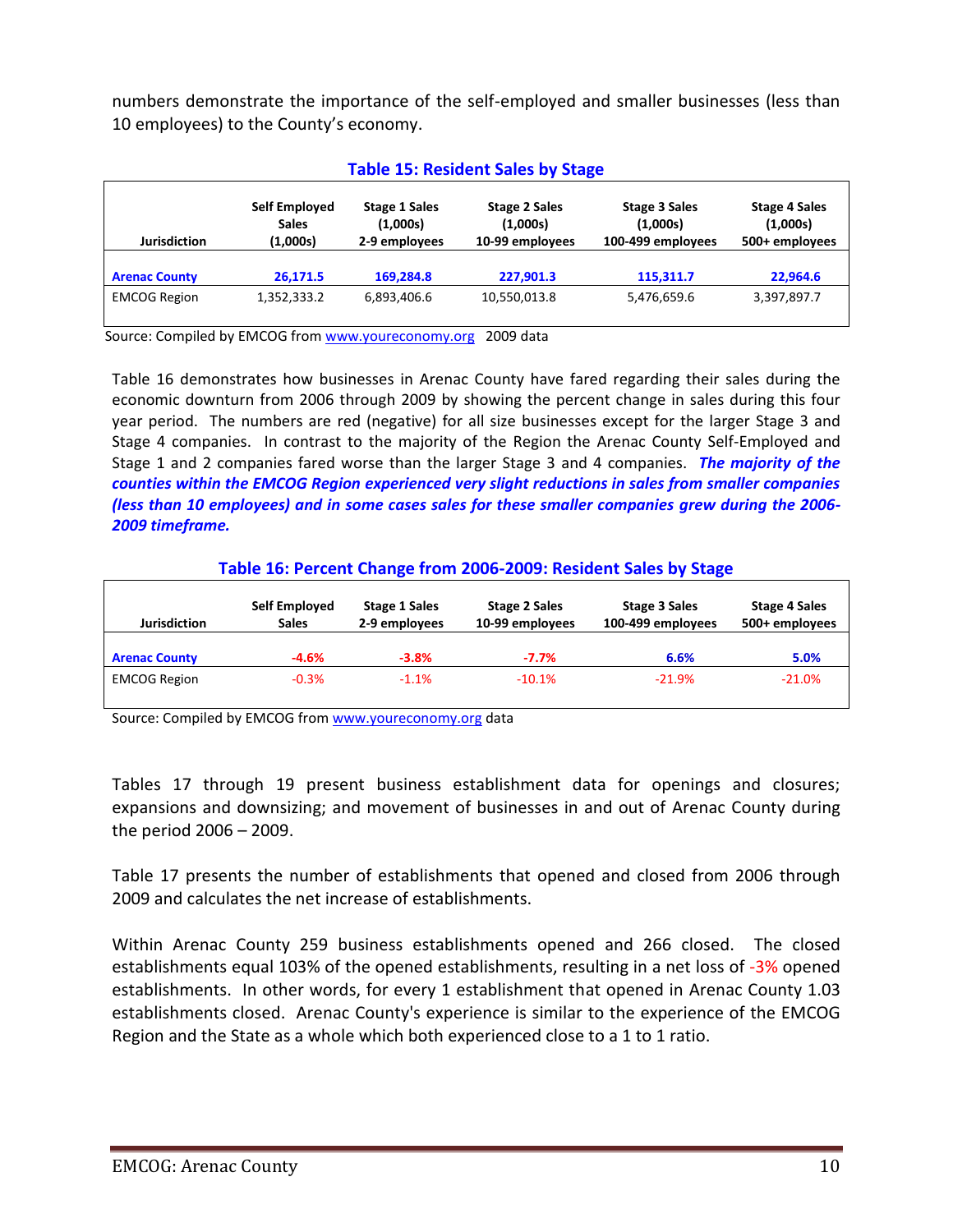numbers demonstrate the importance of the self-employed and smaller businesses (less than 10 employees) to the County's economy.

### Table 15: Resident Sales by Stage

| Jurisdiction | Self Employed Sales (1,000s) | Stage 1 Sales (1,000s) 2-9 employees | Stage 2 Sales (1,000s) 10-99 employees | Stage 3 Sales (1,000s) 100-499 employees | Stage 4 Sales (1,000s) 500+ employees |
|---|---|---|---|---|---|
| **Arenac County** | **26,171.5** | **169,284.8** | **227,901.3** | **115,311.7** | **22,964.6** |
| EMCOG Region | 1,352,333.2 | 6,893,406.6 | 10,550,013.8 | 5,476,659.6 | 3,397,897.7 |

Source: Compiled by EMCOG from www.youreconomy.org 2009 data

Table 16 demonstrates how businesses in Arenac County have fared regarding their sales during the economic downturn from 2006 through 2009 by showing the percent change in sales during this four year period. The numbers are red (negative) for all size businesses except for the larger Stage 3 and Stage 4 companies. In contrast to the majority of the Region the Arenac County Self-Employed and Stage 1 and 2 companies fared worse than the larger Stage 3 and 4 companies. ***The majority of the counties within the EMCOG Region experienced very slight reductions in sales from smaller companies (less than 10 employees) and in some cases sales for these smaller companies grew during the 2006-2009 timeframe.***

### Table 16: Percent Change from 2006-2009: Resident Sales by Stage

| Jurisdiction | Self Employed Sales | Stage 1 Sales 2-9 employees | Stage 2 Sales 10-99 employees | Stage 3 Sales 100-499 employees | Stage 4 Sales 500+ employees |
|---|---|---|---|---|---|
| **Arenac County** | **-4.6%** | **-3.8%** | **-7.7%** | **6.6%** | **5.0%** |
| EMCOG Region | -0.3% | -1.1% | -10.1% | -21.9% | -21.0% |

Source: Compiled by EMCOG from www.youreconomy.org data

Tables 17 through 19 present business establishment data for openings and closures; expansions and downsizing; and movement of businesses in and out of Arenac County during the period 2006 – 2009.

Table 17 presents the number of establishments that opened and closed from 2006 through 2009 and calculates the net increase of establishments.

Within Arenac County 259 business establishments opened and 266 closed. The closed establishments equal 103% of the opened establishments, resulting in a net loss of -3% opened establishments. In other words, for every 1 establishment that opened in Arenac County 1.03 establishments closed. Arenac County's experience is similar to the experience of the EMCOG Region and the State as a whole which both experienced close to a 1 to 1 ratio.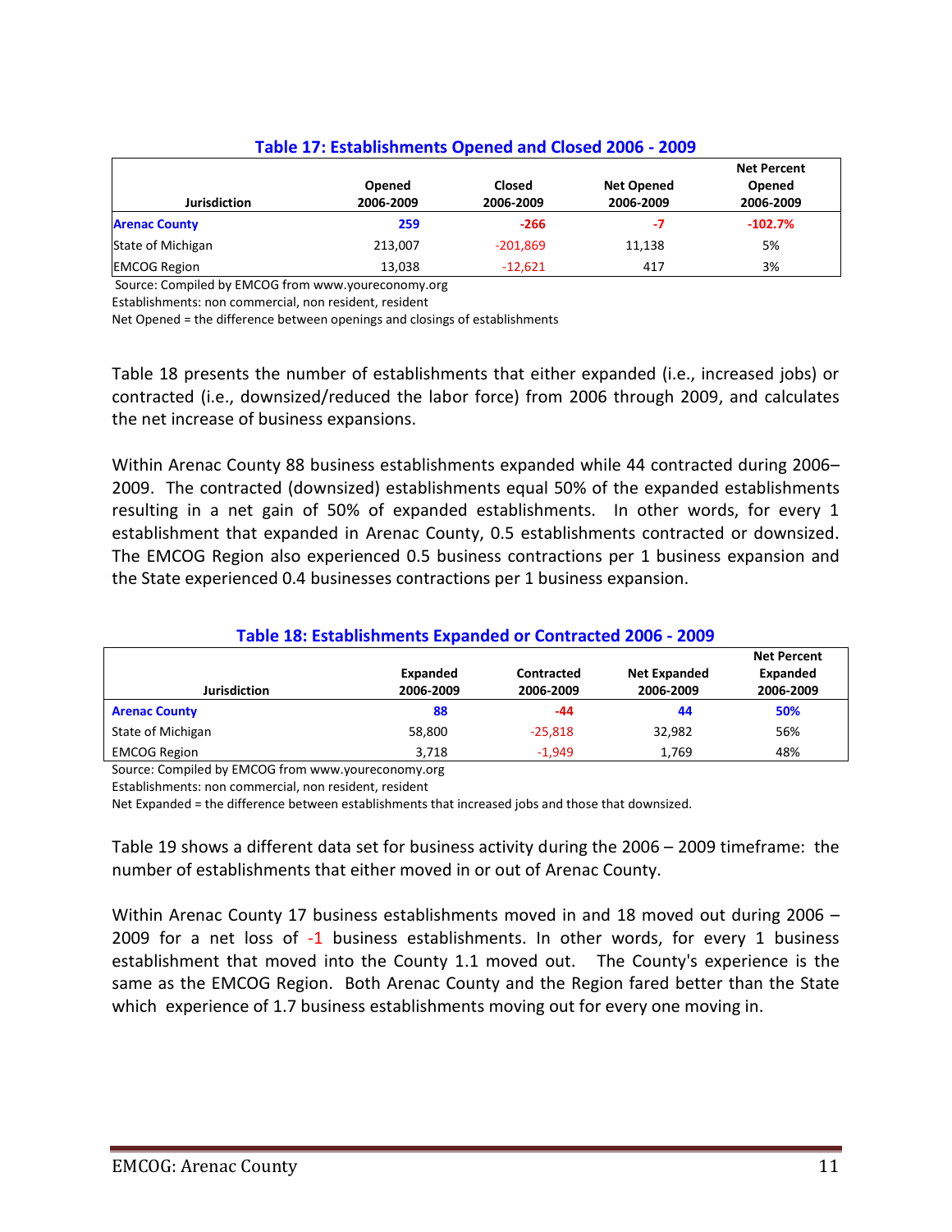### Table 17: Establishments Opened and Closed 2006 - 2009

| Jurisdiction | Opened 2006-2009 | Closed 2006-2009 | Net Opened 2006-2009 | Net Percent Opened 2006-2009 |
|---|---|---|---|---|
| **Arenac County** | **259** | **-266** | **-7** | **-102.7%** |
| State of Michigan | 213,007 | -201,869 | 11,138 | 5% |
| EMCOG Region | 13,038 | -12,621 | 417 | 3% |

Source: Compiled by EMCOG from www.youreconomy.org
Establishments: non commercial, non resident, resident
Net Opened = the difference between openings and closings of establishments

Table 18 presents the number of establishments that either expanded (i.e., increased jobs) or contracted (i.e., downsized/reduced the labor force) from 2006 through 2009, and calculates the net increase of business expansions.

Within Arenac County 88 business establishments expanded while 44 contracted during 2006–2009. The contracted (downsized) establishments equal 50% of the expanded establishments resulting in a net gain of 50% of expanded establishments. In other words, for every 1 establishment that expanded in Arenac County, 0.5 establishments contracted or downsized. The EMCOG Region also experienced 0.5 business contractions per 1 business expansion and the State experienced 0.4 businesses contractions per 1 business expansion.

### Table 18: Establishments Expanded or Contracted 2006 - 2009

| Jurisdiction | Expanded 2006-2009 | Contracted 2006-2009 | Net Expanded 2006-2009 | Net Percent Expanded 2006-2009 |
|---|---|---|---|---|
| **Arenac County** | **88** | **-44** | **44** | **50%** |
| State of Michigan | 58,800 | -25,818 | 32,982 | 56% |
| EMCOG Region | 3,718 | -1,949 | 1,769 | 48% |

Source: Compiled by EMCOG from www.youreconomy.org
Establishments: non commercial, non resident, resident
Net Expanded = the difference between establishments that increased jobs and those that downsized.

Table 19 shows a different data set for business activity during the 2006 – 2009 timeframe: the number of establishments that either moved in or out of Arenac County.

Within Arenac County 17 business establishments moved in and 18 moved out during 2006 – 2009 for a net loss of -1 business establishments. In other words, for every 1 business establishment that moved into the County 1.1 moved out. The County's experience is the same as the EMCOG Region. Both Arenac County and the Region fared better than the State which experience of 1.7 business establishments moving out for every one moving in.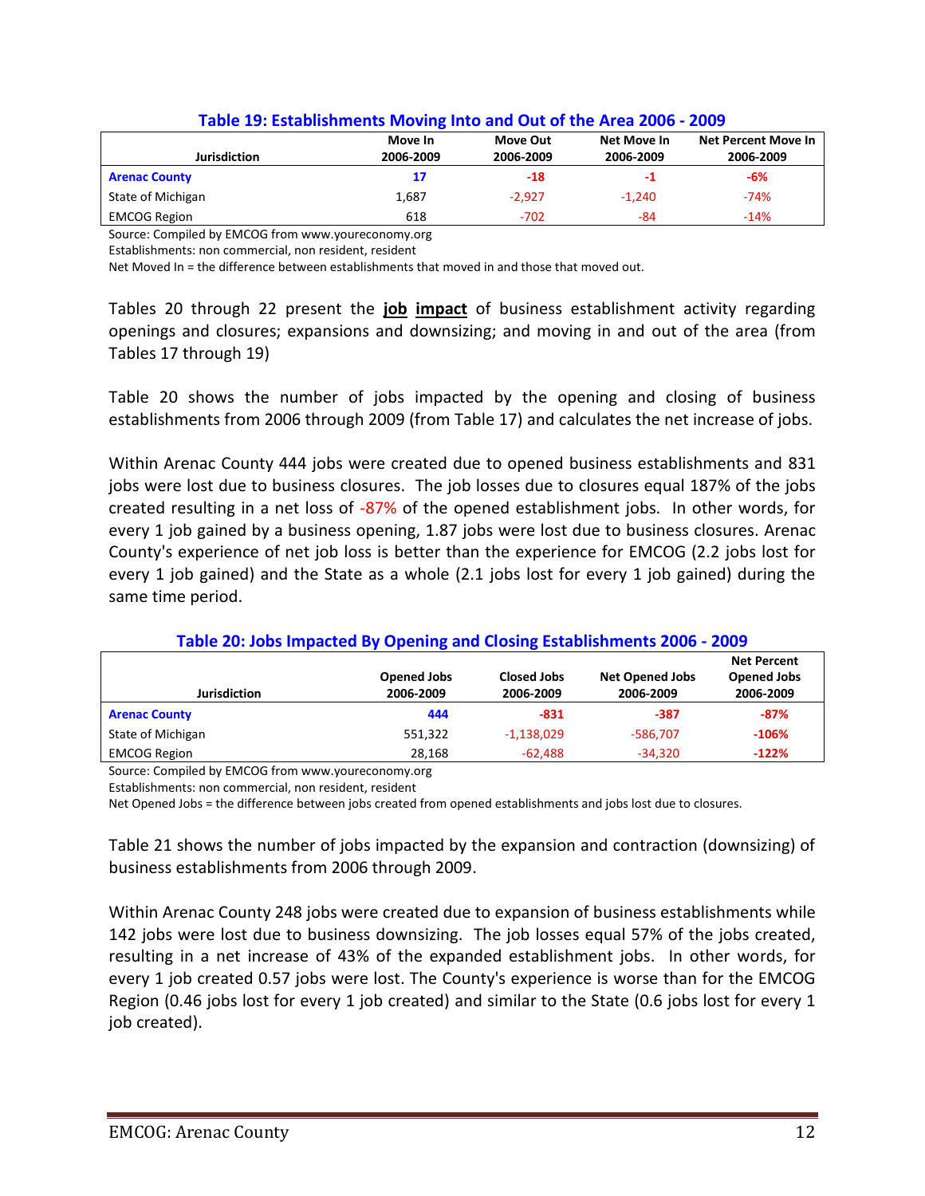**Table 19: Establishments Moving Into and Out of the Area 2006 - 2009**

| Jurisdiction | Move In 2006-2009 | Move Out 2006-2009 | Net Move In 2006-2009 | Net Percent Move In 2006-2009 |
|---|---|---|---|---|
| **Arenac County** | **17** | **-18** | **-1** | **-6%** |
| State of Michigan | 1,687 | -2,927 | -1,240 | -74% |
| EMCOG Region | 618 | -702 | -84 | -14% |

Source: Compiled by EMCOG from www.youreconomy.org
Establishments: non commercial, non resident, resident
Net Moved In = the difference between establishments that moved in and those that moved out.

Tables 20 through 22 present the **job impact** of business establishment activity regarding openings and closures; expansions and downsizing; and moving in and out of the area (from Tables 17 through 19)

Table 20 shows the number of jobs impacted by the opening and closing of business establishments from 2006 through 2009 (from Table 17) and calculates the net increase of jobs.

Within Arenac County 444 jobs were created due to opened business establishments and 831 jobs were lost due to business closures. The job losses due to closures equal 187% of the jobs created resulting in a net loss of -87% of the opened establishment jobs. In other words, for every 1 job gained by a business opening, 1.87 jobs were lost due to business closures. Arenac County's experience of net job loss is better than the experience for EMCOG (2.2 jobs lost for every 1 job gained) and the State as a whole (2.1 jobs lost for every 1 job gained) during the same time period.

**Table 20: Jobs Impacted By Opening and Closing Establishments 2006 - 2009**

| Jurisdiction | Opened Jobs 2006-2009 | Closed Jobs 2006-2009 | Net Opened Jobs 2006-2009 | Net Percent Opened Jobs 2006-2009 |
|---|---|---|---|---|
| **Arenac County** | **444** | **-831** | **-387** | **-87%** |
| State of Michigan | 551,322 | -1,138,029 | -586,707 | **-106%** |
| EMCOG Region | 28,168 | -62,488 | -34,320 | **-122%** |

Source: Compiled by EMCOG from www.youreconomy.org
Establishments: non commercial, non resident, resident
Net Opened Jobs = the difference between jobs created from opened establishments and jobs lost due to closures.

Table 21 shows the number of jobs impacted by the expansion and contraction (downsizing) of business establishments from 2006 through 2009.

Within Arenac County 248 jobs were created due to expansion of business establishments while 142 jobs were lost due to business downsizing. The job losses equal 57% of the jobs created, resulting in a net increase of 43% of the expanded establishment jobs. In other words, for every 1 job created 0.57 jobs were lost. The County's experience is worse than for the EMCOG Region (0.46 jobs lost for every 1 job created) and similar to the State (0.6 jobs lost for every 1 job created).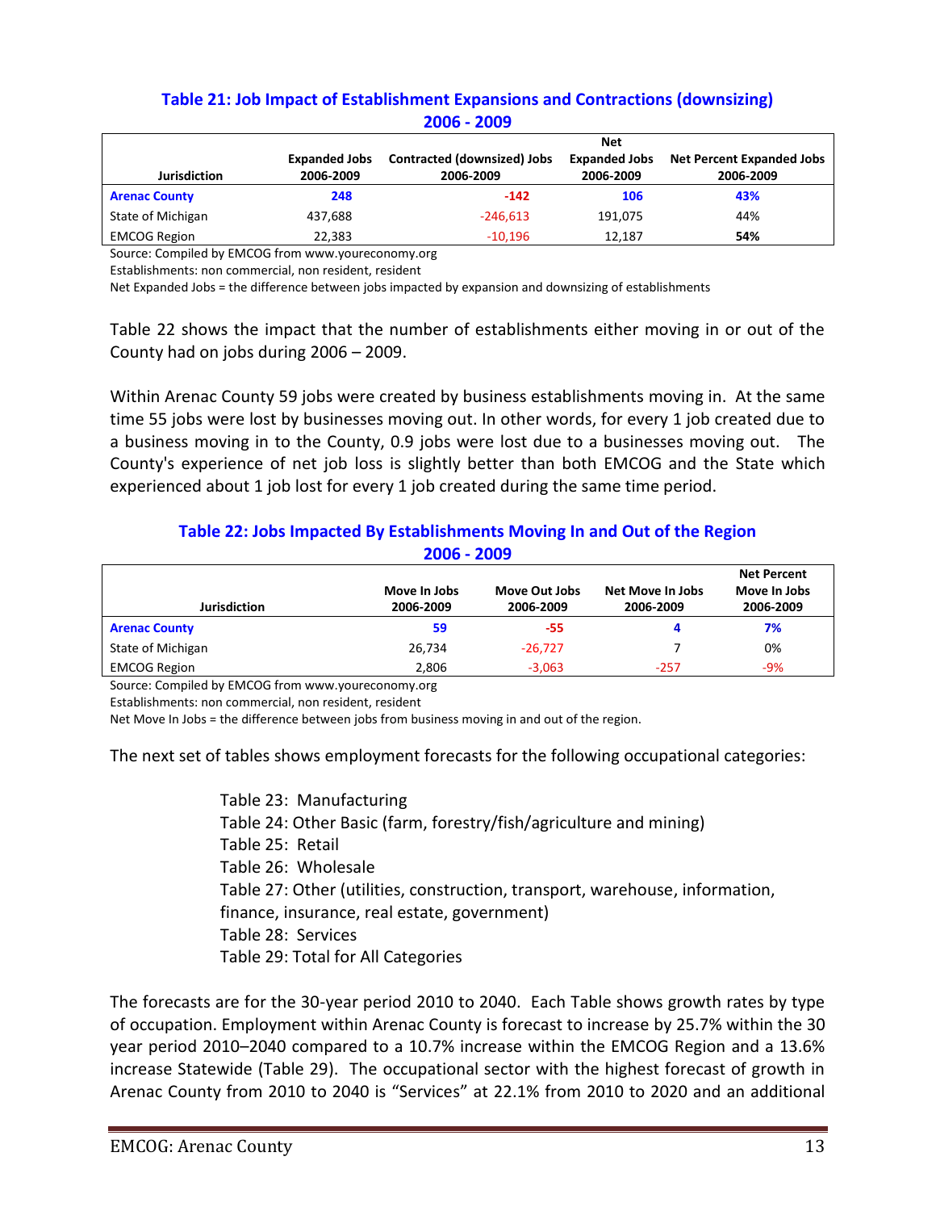### Table 21: Job Impact of Establishment Expansions and Contractions (downsizing) 2006 - 2009

| Jurisdiction | Expanded Jobs 2006-2009 | Contracted (downsized) Jobs 2006-2009 | Net Expanded Jobs 2006-2009 | Net Percent Expanded Jobs 2006-2009 |
|---|---|---|---|---|
| **Arenac County** | **248** | **-142** | **106** | **43%** |
| State of Michigan | 437,688 | -246,613 | 191,075 | 44% |
| EMCOG Region | 22,383 | -10,196 | 12,187 | **54%** |

Source: Compiled by EMCOG from www.youreconomy.org
Establishments: non commercial, non resident, resident
Net Expanded Jobs = the difference between jobs impacted by expansion and downsizing of establishments

Table 22 shows the impact that the number of establishments either moving in or out of the County had on jobs during 2006 – 2009.

Within Arenac County 59 jobs were created by business establishments moving in. At the same time 55 jobs were lost by businesses moving out. In other words, for every 1 job created due to a business moving in to the County, 0.9 jobs were lost due to a businesses moving out. The County's experience of net job loss is slightly better than both EMCOG and the State which experienced about 1 job lost for every 1 job created during the same time period.

### Table 22: Jobs Impacted By Establishments Moving In and Out of the Region 2006 - 2009

| Jurisdiction | Move In Jobs 2006-2009 | Move Out Jobs 2006-2009 | Net Move In Jobs 2006-2009 | Net Percent Move In Jobs 2006-2009 |
|---|---|---|---|---|
| **Arenac County** | **59** | **-55** | **4** | **7%** |
| State of Michigan | 26,734 | -26,727 | 7 | 0% |
| EMCOG Region | 2,806 | -3,063 | -257 | -9% |

Source: Compiled by EMCOG from www.youreconomy.org
Establishments: non commercial, non resident, resident
Net Move In Jobs = the difference between jobs from business moving in and out of the region.

The next set of tables shows employment forecasts for the following occupational categories:

- Table 23: Manufacturing
- Table 24: Other Basic (farm, forestry/fish/agriculture and mining)
- Table 25: Retail
- Table 26: Wholesale
- Table 27: Other (utilities, construction, transport, warehouse, information, finance, insurance, real estate, government)
- Table 28: Services
- Table 29: Total for All Categories

The forecasts are for the 30-year period 2010 to 2040. Each Table shows growth rates by type of occupation. Employment within Arenac County is forecast to increase by 25.7% within the 30 year period 2010–2040 compared to a 10.7% increase within the EMCOG Region and a 13.6% increase Statewide (Table 29). The occupational sector with the highest forecast of growth in Arenac County from 2010 to 2040 is "Services" at 22.1% from 2010 to 2020 and an additional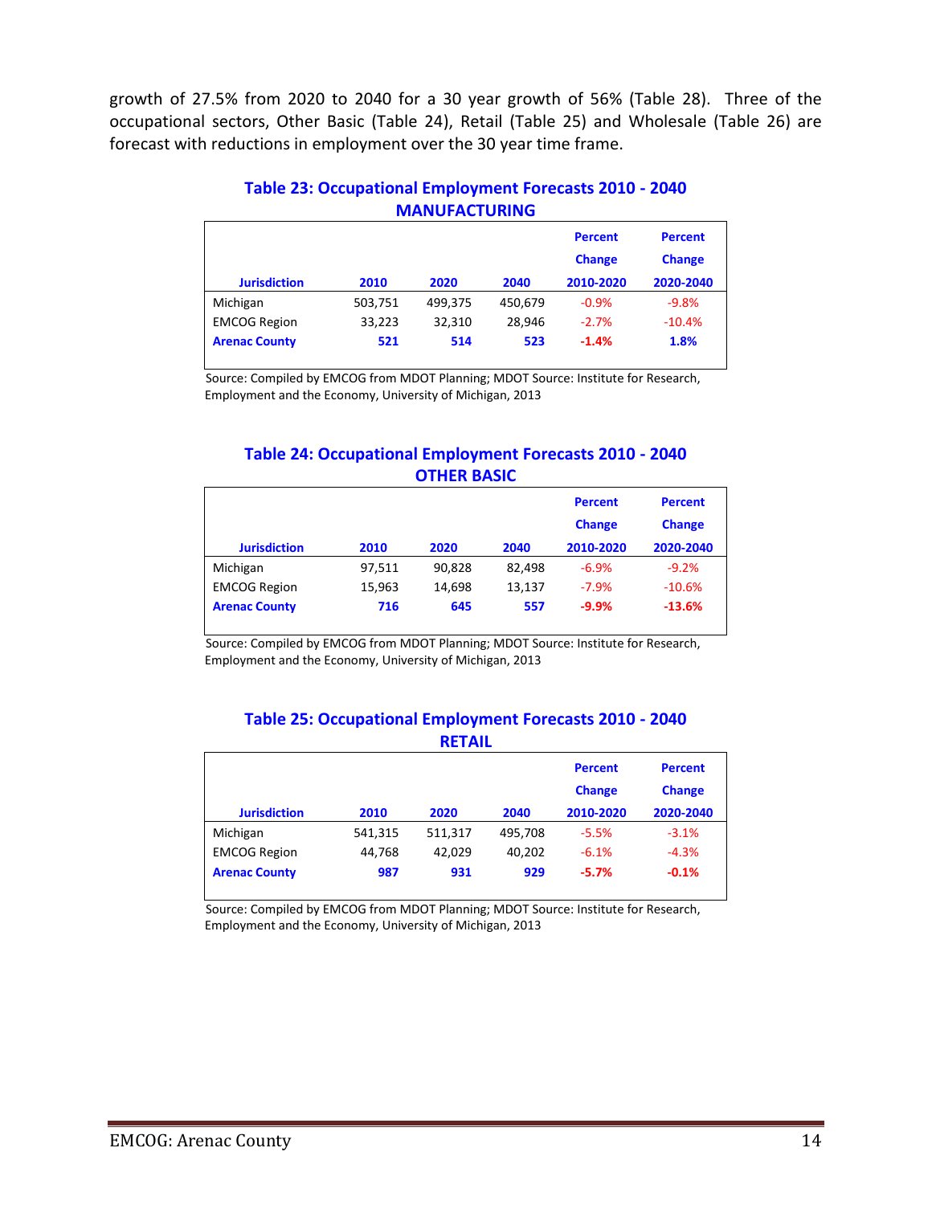growth of 27.5% from 2020 to 2040 for a 30 year growth of 56% (Table 28). Three of the occupational sectors, Other Basic (Table 24), Retail (Table 25) and Wholesale (Table 26) are forecast with reductions in employment over the 30 year time frame.

### Table 23: Occupational Employment Forecasts 2010 - 2040 MANUFACTURING

| Jurisdiction | 2010 | 2020 | 2040 | Percent Change 2010-2020 | Percent Change 2020-2040 |
|---|---|---|---|---|---|
| Michigan | 503,751 | 499,375 | 450,679 | -0.9% | -9.8% |
| EMCOG Region | 33,223 | 32,310 | 28,946 | -2.7% | -10.4% |
| **Arenac County** | **521** | **514** | **523** | **-1.4%** | **1.8%** |

Source: Compiled by EMCOG from MDOT Planning; MDOT Source: Institute for Research, Employment and the Economy, University of Michigan, 2013

### Table 24: Occupational Employment Forecasts 2010 - 2040 OTHER BASIC

| Jurisdiction | 2010 | 2020 | 2040 | Percent Change 2010-2020 | Percent Change 2020-2040 |
|---|---|---|---|---|---|
| Michigan | 97,511 | 90,828 | 82,498 | -6.9% | -9.2% |
| EMCOG Region | 15,963 | 14,698 | 13,137 | -7.9% | -10.6% |
| **Arenac County** | **716** | **645** | **557** | **-9.9%** | **-13.6%** |

Source: Compiled by EMCOG from MDOT Planning; MDOT Source: Institute for Research, Employment and the Economy, University of Michigan, 2013

### Table 25: Occupational Employment Forecasts 2010 - 2040 RETAIL

| Jurisdiction | 2010 | 2020 | 2040 | Percent Change 2010-2020 | Percent Change 2020-2040 |
|---|---|---|---|---|---|
| Michigan | 541,315 | 511,317 | 495,708 | -5.5% | -3.1% |
| EMCOG Region | 44,768 | 42,029 | 40,202 | -6.1% | -4.3% |
| **Arenac County** | **987** | **931** | **929** | **-5.7%** | **-0.1%** |

Source: Compiled by EMCOG from MDOT Planning; MDOT Source: Institute for Research, Employment and the Economy, University of Michigan, 2013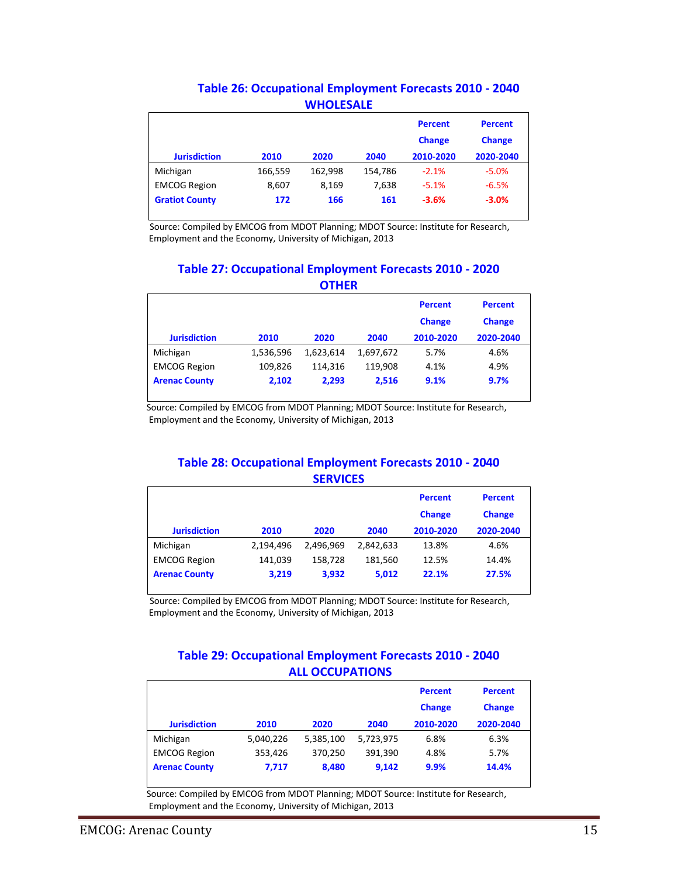## Table 26: Occupational Employment Forecasts 2010 - 2040
### WHOLESALE

| Jurisdiction | 2010 | 2020 | 2040 | Percent Change 2010-2020 | Percent Change 2020-2040 |
|---|---|---|---|---|---|
| Michigan | 166,559 | 162,998 | 154,786 | -2.1% | -5.0% |
| EMCOG Region | 8,607 | 8,169 | 7,638 | -5.1% | -6.5% |
| **Gratiot County** | **172** | **166** | **161** | **-3.6%** | **-3.0%** |

Source: Compiled by EMCOG from MDOT Planning; MDOT Source: Institute for Research, Employment and the Economy, University of Michigan, 2013

## Table 27: Occupational Employment Forecasts 2010 - 2020
### OTHER

| Jurisdiction | 2010 | 2020 | 2040 | Percent Change 2010-2020 | Percent Change 2020-2040 |
|---|---|---|---|---|---|
| Michigan | 1,536,596 | 1,623,614 | 1,697,672 | 5.7% | 4.6% |
| EMCOG Region | 109,826 | 114,316 | 119,908 | 4.1% | 4.9% |
| **Arenac County** | **2,102** | **2,293** | **2,516** | **9.1%** | **9.7%** |

Source: Compiled by EMCOG from MDOT Planning; MDOT Source: Institute for Research, Employment and the Economy, University of Michigan, 2013

## Table 28: Occupational Employment Forecasts 2010 - 2040
### SERVICES

| Jurisdiction | 2010 | 2020 | 2040 | Percent Change 2010-2020 | Percent Change 2020-2040 |
|---|---|---|---|---|---|
| Michigan | 2,194,496 | 2,496,969 | 2,842,633 | 13.8% | 4.6% |
| EMCOG Region | 141,039 | 158,728 | 181,560 | 12.5% | 14.4% |
| **Arenac County** | **3,219** | **3,932** | **5,012** | **22.1%** | **27.5%** |

Source: Compiled by EMCOG from MDOT Planning; MDOT Source: Institute for Research, Employment and the Economy, University of Michigan, 2013

## Table 29: Occupational Employment Forecasts 2010 - 2040
### ALL OCCUPATIONS

| Jurisdiction | 2010 | 2020 | 2040 | Percent Change 2010-2020 | Percent Change 2020-2040 |
|---|---|---|---|---|---|
| Michigan | 5,040,226 | 5,385,100 | 5,723,975 | 6.8% | 6.3% |
| EMCOG Region | 353,426 | 370,250 | 391,390 | 4.8% | 5.7% |
| **Arenac County** | **7,717** | **8,480** | **9,142** | **9.9%** | **14.4%** |

Source: Compiled by EMCOG from MDOT Planning; MDOT Source: Institute for Research, Employment and the Economy, University of Michigan, 2013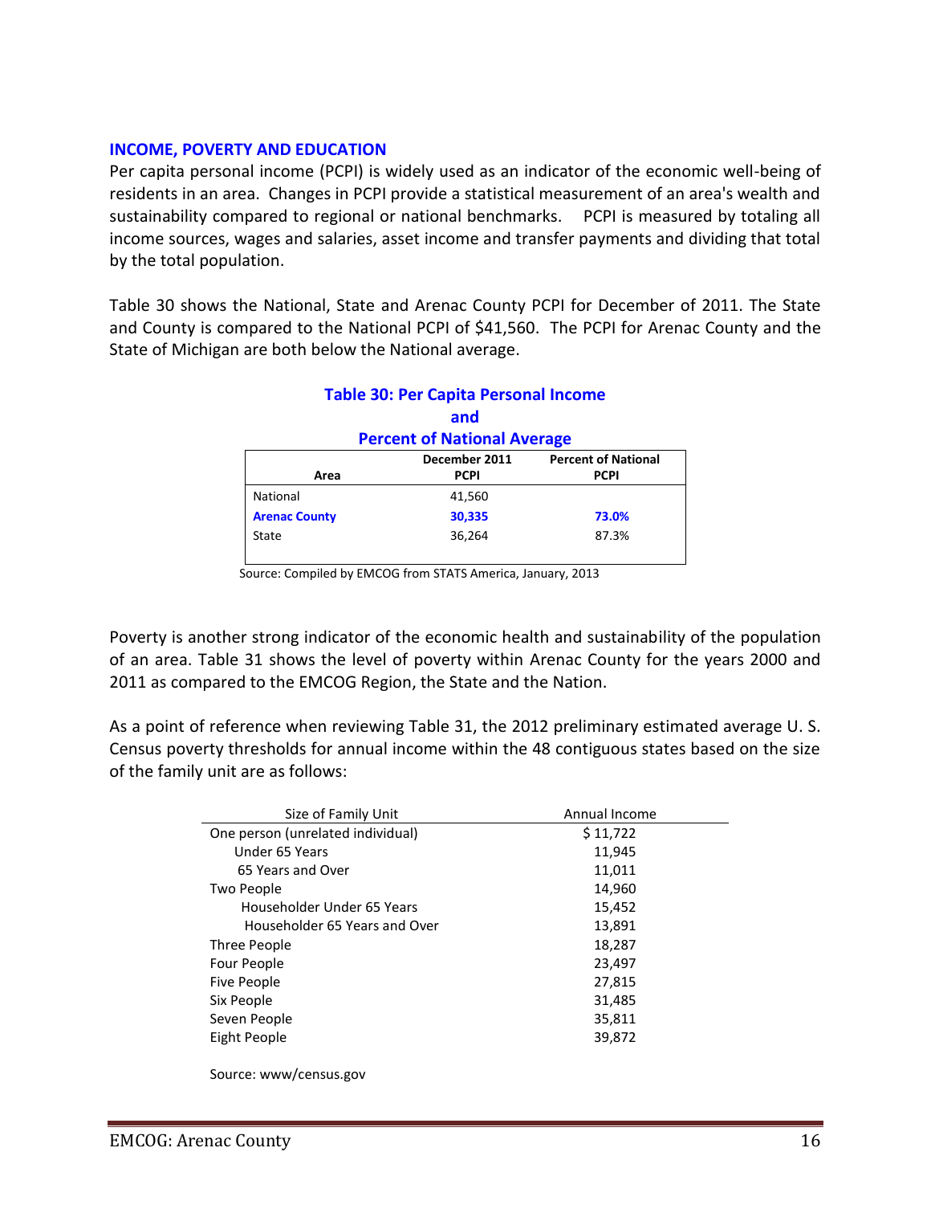## INCOME, POVERTY AND EDUCATION

Per capita personal income (PCPI) is widely used as an indicator of the economic well-being of residents in an area. Changes in PCPI provide a statistical measurement of an area's wealth and sustainability compared to regional or national benchmarks. PCPI is measured by totaling all income sources, wages and salaries, asset income and transfer payments and dividing that total by the total population.

Table 30 shows the National, State and Arenac County PCPI for December of 2011. The State and County is compared to the National PCPI of $41,560. The PCPI for Arenac County and the State of Michigan are both below the National average.

**Table 30: Per Capita Personal Income and Percent of National Average**

| Area | December 2011 PCPI | Percent of National PCPI |
|---|---|---|
| National | 41,560 | |
| **Arenac County** | **30,335** | **73.0%** |
| State | 36,264 | 87.3% |

Source: Compiled by EMCOG from STATS America, January, 2013

Poverty is another strong indicator of the economic health and sustainability of the population of an area. Table 31 shows the level of poverty within Arenac County for the years 2000 and 2011 as compared to the EMCOG Region, the State and the Nation.

As a point of reference when reviewing Table 31, the 2012 preliminary estimated average U. S. Census poverty thresholds for annual income within the 48 contiguous states based on the size of the family unit are as follows:

| Size of Family Unit | Annual Income |
|---|---|
| One person (unrelated individual) | $ 11,722 |
| Under 65 Years | 11,945 |
| 65 Years and Over | 11,011 |
| Two People | 14,960 |
| Householder Under 65 Years | 15,452 |
| Householder 65 Years and Over | 13,891 |
| Three People | 18,287 |
| Four People | 23,497 |
| Five People | 27,815 |
| Six People | 31,485 |
| Seven People | 35,811 |
| Eight People | 39,872 |

Source: www/census.gov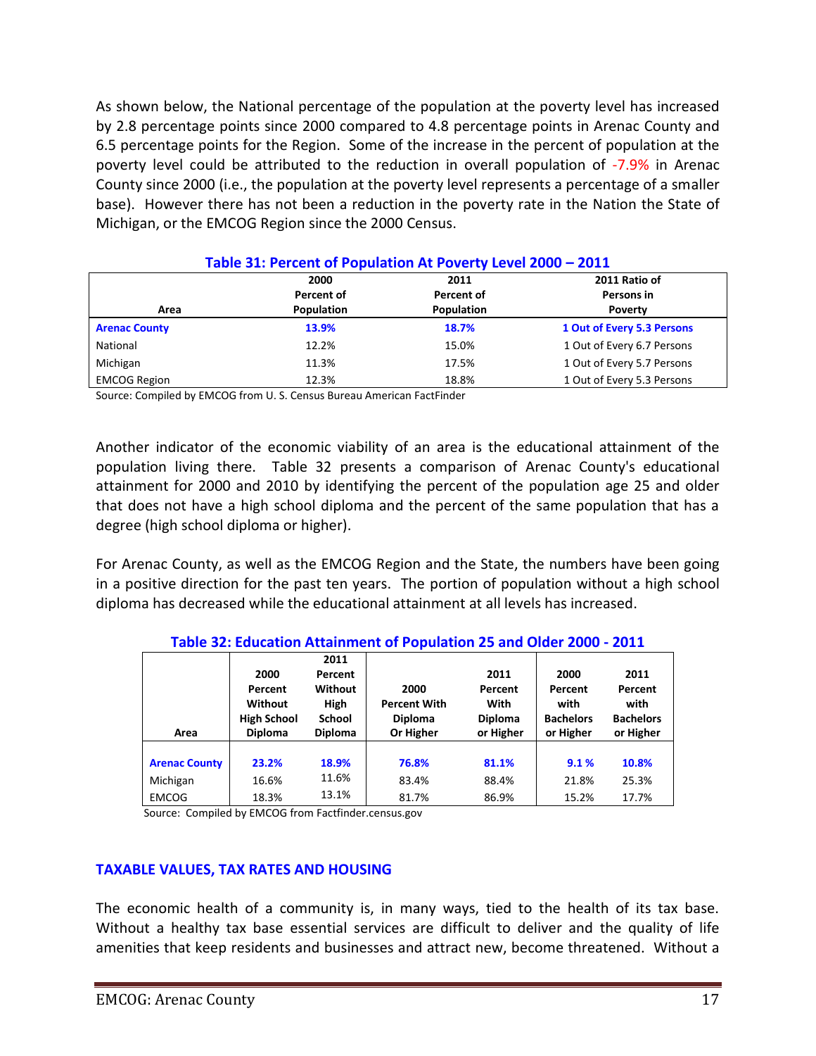As shown below, the National percentage of the population at the poverty level has increased by 2.8 percentage points since 2000 compared to 4.8 percentage points in Arenac County and 6.5 percentage points for the Region. Some of the increase in the percent of population at the poverty level could be attributed to the reduction in overall population of -7.9% in Arenac County since 2000 (i.e., the population at the poverty level represents a percentage of a smaller base). However there has not been a reduction in the poverty rate in the Nation the State of Michigan, or the EMCOG Region since the 2000 Census.

**Table 31: Percent of Population At Poverty Level 2000 – 2011**

| Area | 2000 Percent of Population | 2011 Percent of Population | 2011 Ratio of Persons in Poverty |
|---|---|---|---|
| **Arenac County** | **13.9%** | **18.7%** | **1 Out of Every 5.3 Persons** |
| National | 12.2% | 15.0% | 1 Out of Every 6.7 Persons |
| Michigan | 11.3% | 17.5% | 1 Out of Every 5.7 Persons |
| EMCOG Region | 12.3% | 18.8% | 1 Out of Every 5.3 Persons |

Source: Compiled by EMCOG from U. S. Census Bureau American FactFinder

Another indicator of the economic viability of an area is the educational attainment of the population living there. Table 32 presents a comparison of Arenac County's educational attainment for 2000 and 2010 by identifying the percent of the population age 25 and older that does not have a high school diploma and the percent of the same population that has a degree (high school diploma or higher).

For Arenac County, as well as the EMCOG Region and the State, the numbers have been going in a positive direction for the past ten years. The portion of population without a high school diploma has decreased while the educational attainment at all levels has increased.

**Table 32: Education Attainment of Population 25 and Older 2000 - 2011**

| Area | 2000 Percent Without High School Diploma | 2011 Percent Without High School Diploma | 2000 Percent With Diploma Or Higher | 2011 Percent With Diploma or Higher | 2000 Percent with Bachelors or Higher | 2011 Percent with Bachelors or Higher |
|---|---|---|---|---|---|---|
| **Arenac County** | **23.2%** | **18.9%** | **76.8%** | **81.1%** | **9.1 %** | **10.8%** |
| Michigan | 16.6% | 11.6% | 83.4% | 88.4% | 21.8% | 25.3% |
| EMCOG | 18.3% | 13.1% | 81.7% | 86.9% | 15.2% | 17.7% |

Source: Compiled by EMCOG from Factfinder.census.gov

## TAXABLE VALUES, TAX RATES AND HOUSING

The economic health of a community is, in many ways, tied to the health of its tax base. Without a healthy tax base essential services are difficult to deliver and the quality of life amenities that keep residents and businesses and attract new, become threatened. Without a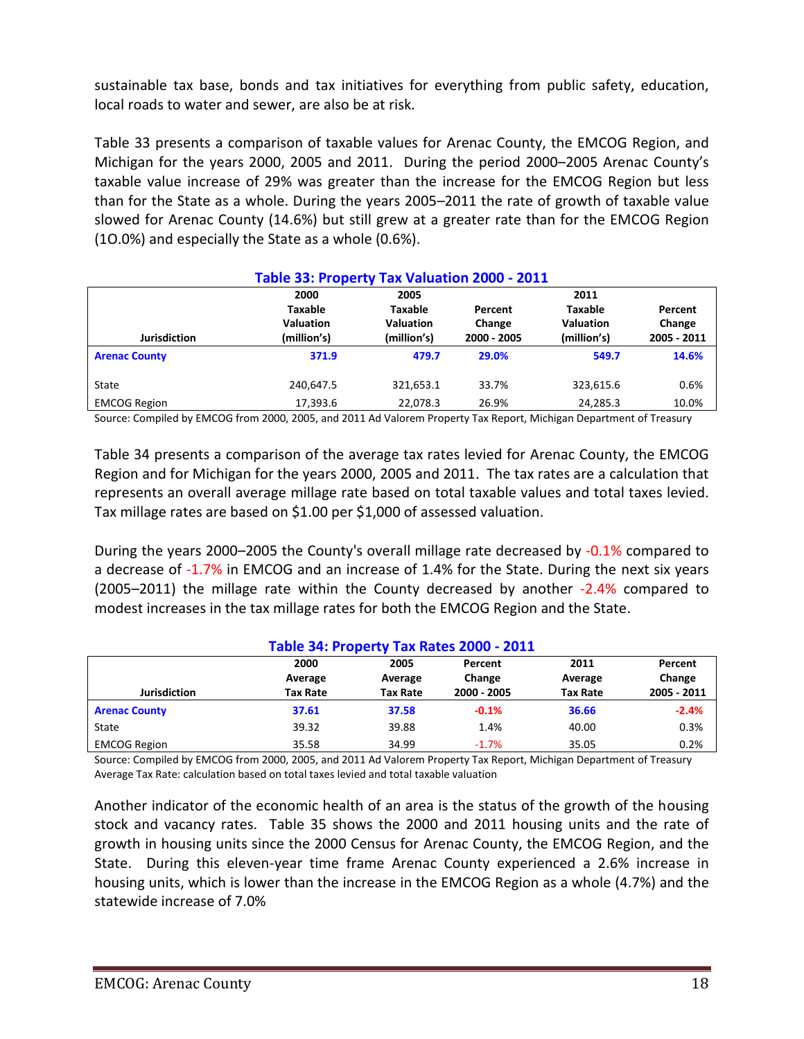sustainable tax base, bonds and tax initiatives for everything from public safety, education, local roads to water and sewer, are also be at risk.

Table 33 presents a comparison of taxable values for Arenac County, the EMCOG Region, and Michigan for the years 2000, 2005 and 2011. During the period 2000–2005 Arenac County's taxable value increase of 29% was greater than the increase for the EMCOG Region but less than for the State as a whole. During the years 2005–2011 the rate of growth of taxable value slowed for Arenac County (14.6%) but still grew at a greater rate than for the EMCOG Region (1O.0%) and especially the State as a whole (0.6%).

**Table 33: Property Tax Valuation 2000 - 2011**

| Jurisdiction | 2000 Taxable Valuation (million's) | 2005 Taxable Valuation (million's) | Percent Change 2000 - 2005 | 2011 Taxable Valuation (million's) | Percent Change 2005 - 2011 |
|---|---|---|---|---|---|
| **Arenac County** | **371.9** | **479.7** | **29.0%** | **549.7** | **14.6%** |
| State | 240,647.5 | 321,653.1 | 33.7% | 323,615.6 | 0.6% |
| EMCOG Region | 17,393.6 | 22,078.3 | 26.9% | 24,285.3 | 10.0% |

Source: Compiled by EMCOG from 2000, 2005, and 2011 Ad Valorem Property Tax Report, Michigan Department of Treasury

Table 34 presents a comparison of the average tax rates levied for Arenac County, the EMCOG Region and for Michigan for the years 2000, 2005 and 2011. The tax rates are a calculation that represents an overall average millage rate based on total taxable values and total taxes levied. Tax millage rates are based on $1.00 per $1,000 of assessed valuation.

During the years 2000–2005 the County's overall millage rate decreased by -0.1% compared to a decrease of -1.7% in EMCOG and an increase of 1.4% for the State. During the next six years (2005–2011) the millage rate within the County decreased by another -2.4% compared to modest increases in the tax millage rates for both the EMCOG Region and the State.

**Table 34: Property Tax Rates 2000 - 2011**

| Jurisdiction | 2000 Average Tax Rate | 2005 Average Tax Rate | Percent Change 2000 - 2005 | 2011 Average Tax Rate | Percent Change 2005 - 2011 |
|---|---|---|---|---|---|
| **Arenac County** | **37.61** | **37.58** | **-0.1%** | **36.66** | **-2.4%** |
| State | 39.32 | 39.88 | 1.4% | 40.00 | 0.3% |
| EMCOG Region | 35.58 | 34.99 | -1.7% | 35.05 | 0.2% |

Source: Compiled by EMCOG from 2000, 2005, and 2011 Ad Valorem Property Tax Report, Michigan Department of Treasury
Average Tax Rate: calculation based on total taxes levied and total taxable valuation

Another indicator of the economic health of an area is the status of the growth of the housing stock and vacancy rates. Table 35 shows the 2000 and 2011 housing units and the rate of growth in housing units since the 2000 Census for Arenac County, the EMCOG Region, and the State. During this eleven-year time frame Arenac County experienced a 2.6% increase in housing units, which is lower than the increase in the EMCOG Region as a whole (4.7%) and the statewide increase of 7.0%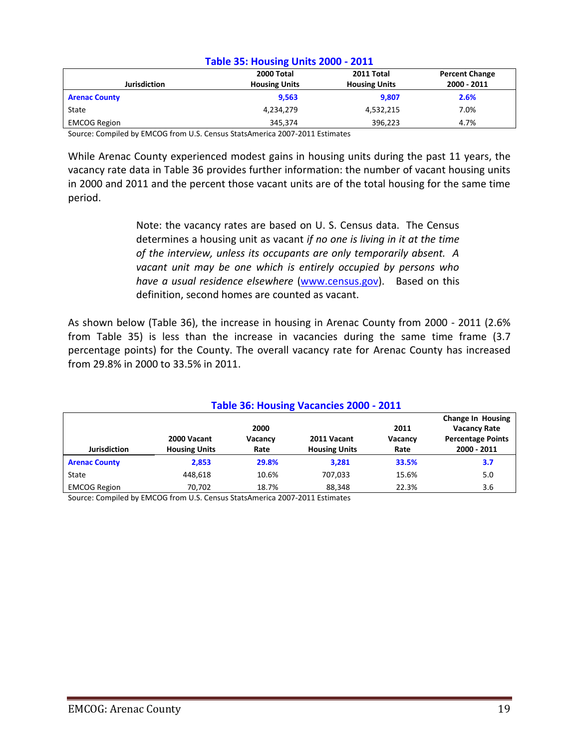### Table 35: Housing Units 2000 - 2011

| Jurisdiction | 2000 Total Housing Units | 2011 Total Housing Units | Percent Change 2000 - 2011 |
|---|---|---|---|
| **Arenac County** | **9,563** | **9,807** | **2.6%** |
| State | 4,234,279 | 4,532,215 | 7.0% |
| EMCOG Region | 345,374 | 396,223 | 4.7% |

Source: Compiled by EMCOG from U.S. Census StatsAmerica 2007-2011 Estimates

While Arenac County experienced modest gains in housing units during the past 11 years, the vacancy rate data in Table 36 provides further information: the number of vacant housing units in 2000 and 2011 and the percent those vacant units are of the total housing for the same time period.

> Note: the vacancy rates are based on U. S. Census data. The Census determines a housing unit as vacant *if no one is living in it at the time of the interview, unless its occupants are only temporarily absent. A vacant unit may be one which is entirely occupied by persons who have a usual residence elsewhere* (www.census.gov). Based on this definition, second homes are counted as vacant.

As shown below (Table 36), the increase in housing in Arenac County from 2000 - 2011 (2.6% from Table 35) is less than the increase in vacancies during the same time frame (3.7 percentage points) for the County. The overall vacancy rate for Arenac County has increased from 29.8% in 2000 to 33.5% in 2011.

### Table 36: Housing Vacancies 2000 - 2011

| Jurisdiction | 2000 Vacant Housing Units | 2000 Vacancy Rate | 2011 Vacant Housing Units | 2011 Vacancy Rate | Change In Housing Vacancy Rate Percentage Points 2000 - 2011 |
|---|---|---|---|---|---|
| **Arenac County** | **2,853** | **29.8%** | **3,281** | **33.5%** | **3.7** |
| State | 448,618 | 10.6% | 707,033 | 15.6% | 5.0 |
| EMCOG Region | 70,702 | 18.7% | 88,348 | 22.3% | 3.6 |

Source: Compiled by EMCOG from U.S. Census StatsAmerica 2007-2011 Estimates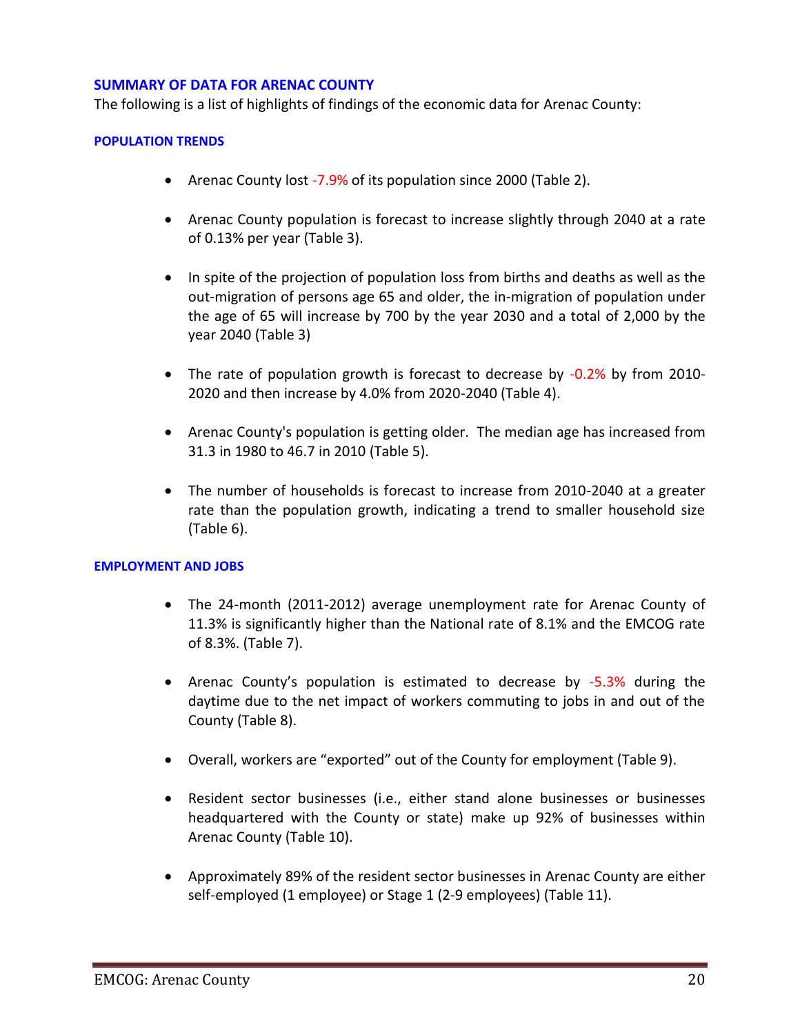## SUMMARY OF DATA FOR ARENAC COUNTY

The following is a list of highlights of findings of the economic data for Arenac County:

### POPULATION TRENDS

- Arenac County lost -7.9% of its population since 2000 (Table 2).
- Arenac County population is forecast to increase slightly through 2040 at a rate of 0.13% per year (Table 3).
- In spite of the projection of population loss from births and deaths as well as the out-migration of persons age 65 and older, the in-migration of population under the age of 65 will increase by 700 by the year 2030 and a total of 2,000 by the year 2040 (Table 3)
- The rate of population growth is forecast to decrease by -0.2% by from 2010-2020 and then increase by 4.0% from 2020-2040 (Table 4).
- Arenac County's population is getting older. The median age has increased from 31.3 in 1980 to 46.7 in 2010 (Table 5).
- The number of households is forecast to increase from 2010-2040 at a greater rate than the population growth, indicating a trend to smaller household size (Table 6).

### EMPLOYMENT AND JOBS

- The 24-month (2011-2012) average unemployment rate for Arenac County of 11.3% is significantly higher than the National rate of 8.1% and the EMCOG rate of 8.3%. (Table 7).
- Arenac County's population is estimated to decrease by -5.3% during the daytime due to the net impact of workers commuting to jobs in and out of the County (Table 8).
- Overall, workers are "exported" out of the County for employment (Table 9).
- Resident sector businesses (i.e., either stand alone businesses or businesses headquartered with the County or state) make up 92% of businesses within Arenac County (Table 10).
- Approximately 89% of the resident sector businesses in Arenac County are either self-employed (1 employee) or Stage 1 (2-9 employees) (Table 11).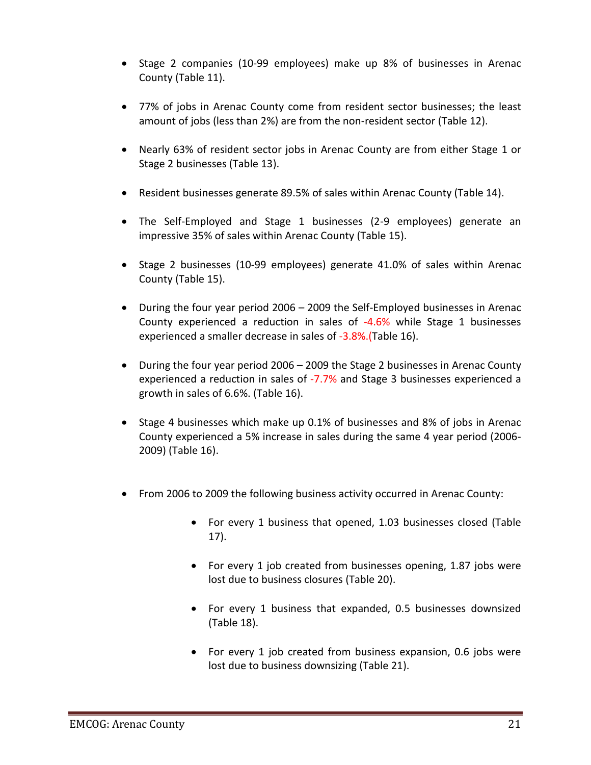- Stage 2 companies (10-99 employees) make up 8% of businesses in Arenac County (Table 11).

- 77% of jobs in Arenac County come from resident sector businesses; the least amount of jobs (less than 2%) are from the non-resident sector (Table 12).

- Nearly 63% of resident sector jobs in Arenac County are from either Stage 1 or Stage 2 businesses (Table 13).

- Resident businesses generate 89.5% of sales within Arenac County (Table 14).

- The Self-Employed and Stage 1 businesses (2-9 employees) generate an impressive 35% of sales within Arenac County (Table 15).

- Stage 2 businesses (10-99 employees) generate 41.0% of sales within Arenac County (Table 15).

- During the four year period 2006 – 2009 the Self-Employed businesses in Arenac County experienced a reduction in sales of -4.6% while Stage 1 businesses experienced a smaller decrease in sales of -3.8%.(Table 16).

- During the four year period 2006 – 2009 the Stage 2 businesses in Arenac County experienced a reduction in sales of -7.7% and Stage 3 businesses experienced a growth in sales of 6.6%. (Table 16).

- Stage 4 businesses which make up 0.1% of businesses and 8% of jobs in Arenac County experienced a 5% increase in sales during the same 4 year period (2006-2009) (Table 16).

- From 2006 to 2009 the following business activity occurred in Arenac County:
  - For every 1 business that opened, 1.03 businesses closed (Table 17).
  - For every 1 job created from businesses opening, 1.87 jobs were lost due to business closures (Table 20).
  - For every 1 business that expanded, 0.5 businesses downsized (Table 18).
  - For every 1 job created from business expansion, 0.6 jobs were lost due to business downsizing (Table 21).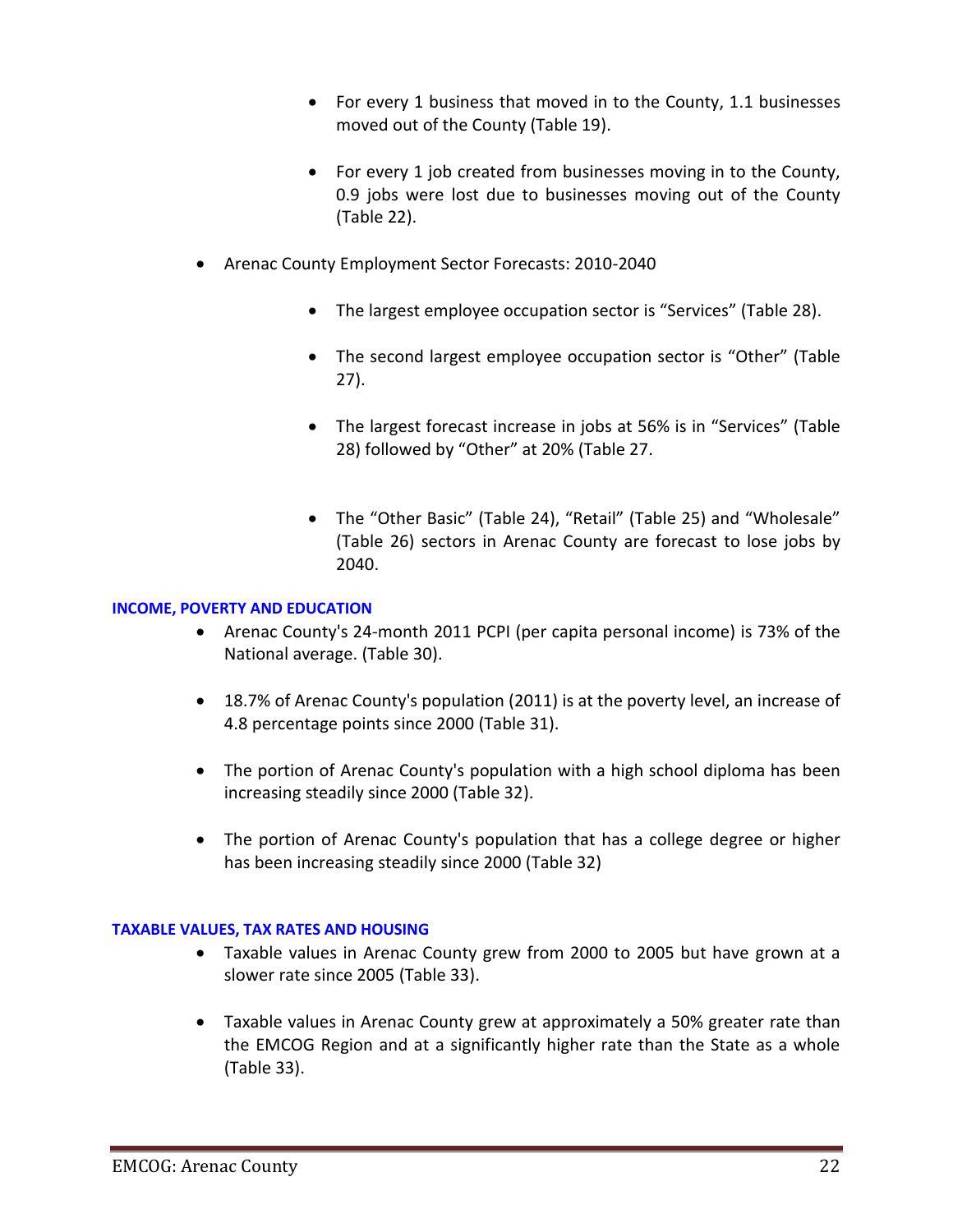- For every 1 business that moved in to the County, 1.1 businesses moved out of the County (Table 19).

- For every 1 job created from businesses moving in to the County, 0.9 jobs were lost due to businesses moving out of the County (Table 22).

- Arenac County Employment Sector Forecasts: 2010-2040

  - The largest employee occupation sector is "Services" (Table 28).

  - The second largest employee occupation sector is "Other" (Table 27).

  - The largest forecast increase in jobs at 56% is in "Services" (Table 28) followed by "Other" at 20% (Table 27.

  - The "Other Basic" (Table 24), "Retail" (Table 25) and "Wholesale" (Table 26) sectors in Arenac County are forecast to lose jobs by 2040.

#### INCOME, POVERTY AND EDUCATION

- Arenac County's 24-month 2011 PCPI (per capita personal income) is 73% of the National average. (Table 30).

- 18.7% of Arenac County's population (2011) is at the poverty level, an increase of 4.8 percentage points since 2000 (Table 31).

- The portion of Arenac County's population with a high school diploma has been increasing steadily since 2000 (Table 32).

- The portion of Arenac County's population that has a college degree or higher has been increasing steadily since 2000 (Table 32)

#### TAXABLE VALUES, TAX RATES AND HOUSING

- Taxable values in Arenac County grew from 2000 to 2005 but have grown at a slower rate since 2005 (Table 33).

- Taxable values in Arenac County grew at approximately a 50% greater rate than the EMCOG Region and at a significantly higher rate than the State as a whole (Table 33).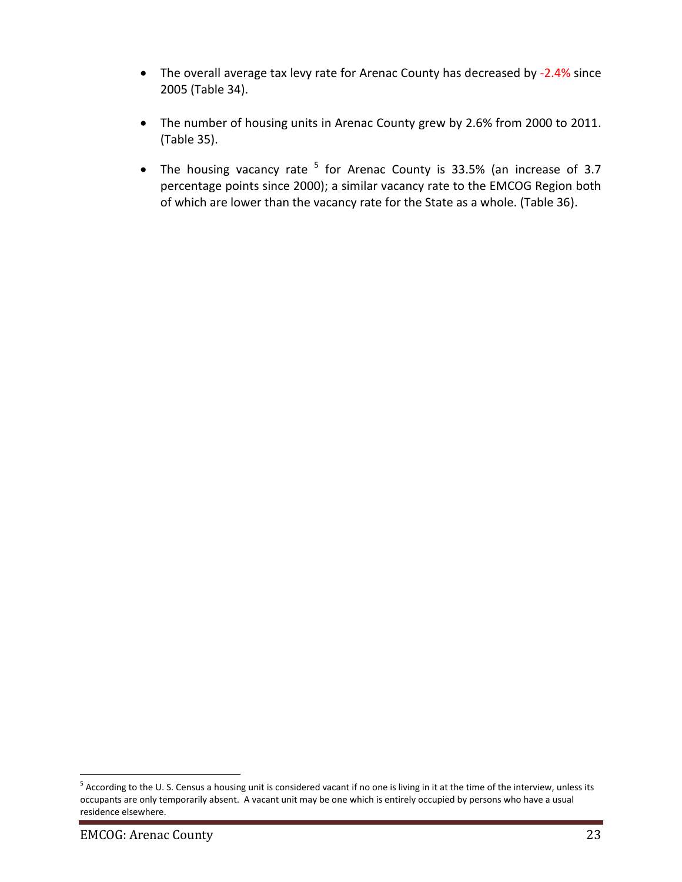- The overall average tax levy rate for Arenac County has decreased by -2.4% since 2005 (Table 34).

- The number of housing units in Arenac County grew by 2.6% from 2000 to 2011. (Table 35).

- The housing vacancy rate [5] for Arenac County is 33.5% (an increase of 3.7 percentage points since 2000); a similar vacancy rate to the EMCOG Region both of which are lower than the vacancy rate for the State as a whole. (Table 36).

[5] According to the U. S. Census a housing unit is considered vacant if no one is living in it at the time of the interview, unless its occupants are only temporarily absent. A vacant unit may be one which is entirely occupied by persons who have a usual residence elsewhere.